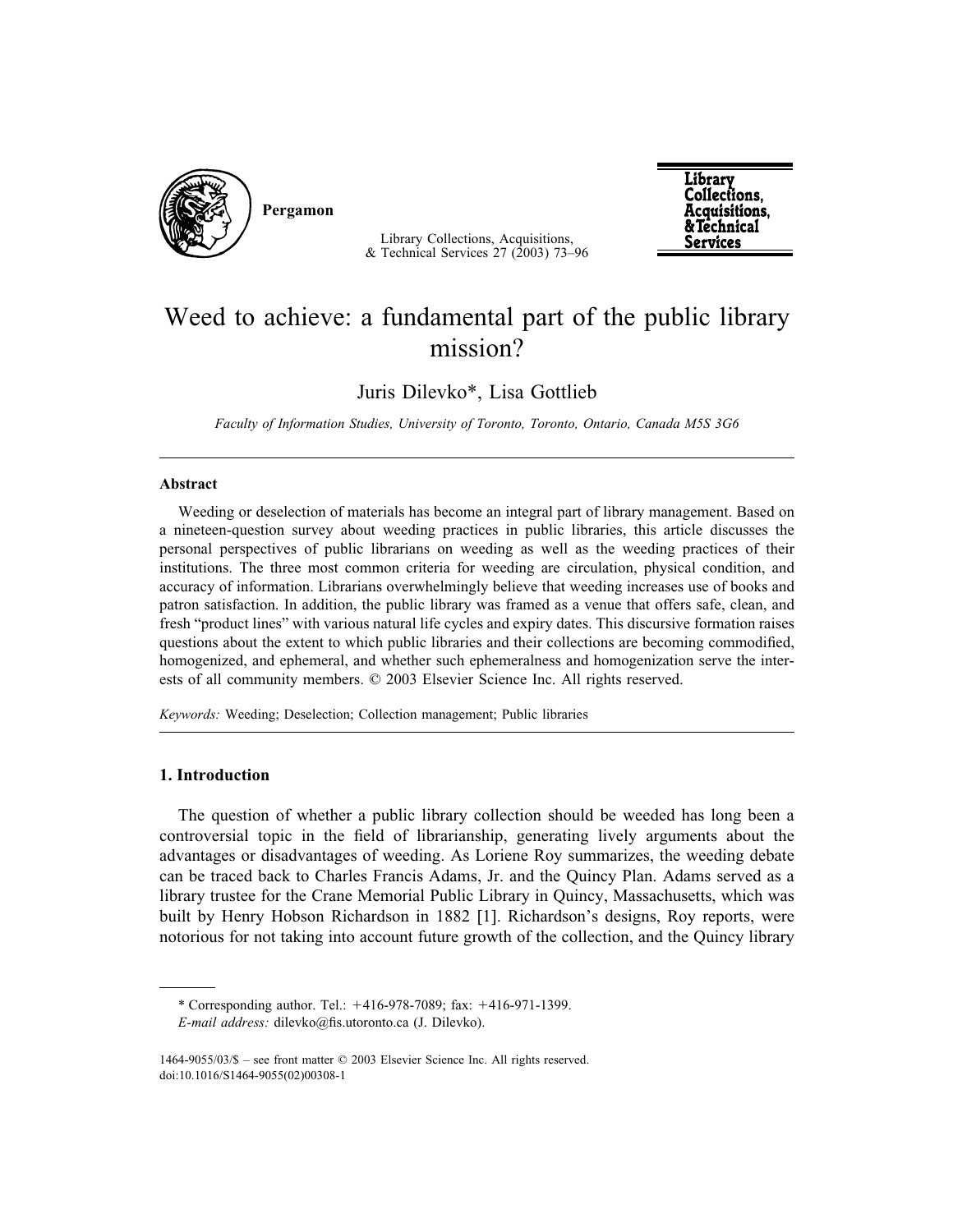# Weed to achieve: a fundamental part of the public library mission?

Juris Dilevko*, Lisa Gottlieb

*Faculty of Information Studies, University of Toronto, Toronto, Ontario, Canada M5S 3G6*

---

## Abstract

Weeding or deselection of materials has become an integral part of library management. Based on a nineteen-question survey about weeding practices in public libraries, this article discusses the personal perspectives of public librarians on weeding as well as the weeding practices of their institutions. The three most common criteria for weeding are circulation, physical condition, and accuracy of information. Librarians overwhelmingly believe that weeding increases use of books and patron satisfaction. In addition, the public library was framed as a venue that offers safe, clean, and fresh "product lines" with various natural life cycles and expiry dates. This discursive formation raises questions about the extent to which public libraries and their collections are becoming commodified, homogenized, and ephemeral, and whether such ephemeralness and homogenization serve the interests of all community members. © 2003 Elsevier Science Inc. All rights reserved.

*Keywords:* Weeding; Deselection; Collection management; Public libraries

---

## 1. Introduction

The question of whether a public library collection should be weeded has long been a controversial topic in the field of librarianship, generating lively arguments about the advantages or disadvantages of weeding. As Loriene Roy summarizes, the weeding debate can be traced back to Charles Francis Adams, Jr. and the Quincy Plan. Adams served as a library trustee for the Crane Memorial Public Library in Quincy, Massachusetts, which was built by Henry Hobson Richardson in 1882 [1]. Richardson's designs, Roy reports, were notorious for not taking into account future growth of the collection, and the Quincy library

---

\* Corresponding author. Tel.: +416-978-7089; fax: +416-971-1399.
*E-mail address:* dilevko@fis.utoronto.ca (J. Dilevko).

1464-9055/03/$ – see front matter © 2003 Elsevier Science Inc. All rights reserved.
doi:10.1016/S1464-9055(02)00308-1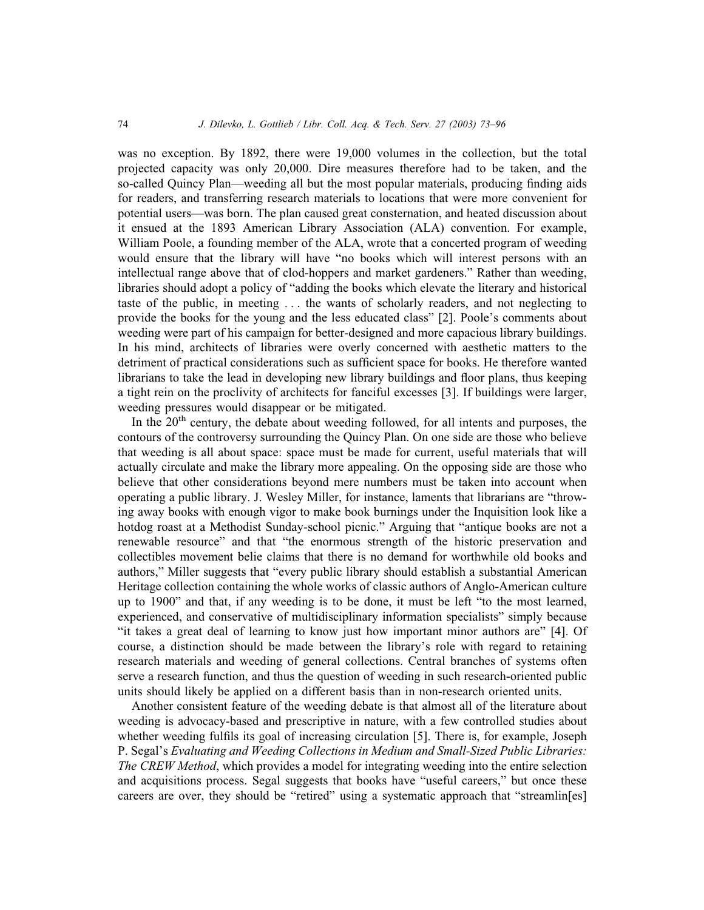was no exception. By 1892, there were 19,000 volumes in the collection, but the total projected capacity was only 20,000. Dire measures therefore had to be taken, and the so-called Quincy Plan—weeding all but the most popular materials, producing finding aids for readers, and transferring research materials to locations that were more convenient for potential users—was born. The plan caused great consternation, and heated discussion about it ensued at the 1893 American Library Association (ALA) convention. For example, William Poole, a founding member of the ALA, wrote that a concerted program of weeding would ensure that the library will have "no books which will interest persons with an intellectual range above that of clod-hoppers and market gardeners." Rather than weeding, libraries should adopt a policy of "adding the books which elevate the literary and historical taste of the public, in meeting . . . the wants of scholarly readers, and not neglecting to provide the books for the young and the less educated class" [2]. Poole's comments about weeding were part of his campaign for better-designed and more capacious library buildings. In his mind, architects of libraries were overly concerned with aesthetic matters to the detriment of practical considerations such as sufficient space for books. He therefore wanted librarians to take the lead in developing new library buildings and floor plans, thus keeping a tight rein on the proclivity of architects for fanciful excesses [3]. If buildings were larger, weeding pressures would disappear or be mitigated.

In the 20th century, the debate about weeding followed, for all intents and purposes, the contours of the controversy surrounding the Quincy Plan. On one side are those who believe that weeding is all about space: space must be made for current, useful materials that will actually circulate and make the library more appealing. On the opposing side are those who believe that other considerations beyond mere numbers must be taken into account when operating a public library. J. Wesley Miller, for instance, laments that librarians are "throwing away books with enough vigor to make book burnings under the Inquisition look like a hotdog roast at a Methodist Sunday-school picnic." Arguing that "antique books are not a renewable resource" and that "the enormous strength of the historic preservation and collectibles movement belie claims that there is no demand for worthwhile old books and authors," Miller suggests that "every public library should establish a substantial American Heritage collection containing the whole works of classic authors of Anglo-American culture up to 1900" and that, if any weeding is to be done, it must be left "to the most learned, experienced, and conservative of multidisciplinary information specialists" simply because "it takes a great deal of learning to know just how important minor authors are" [4]. Of course, a distinction should be made between the library's role with regard to retaining research materials and weeding of general collections. Central branches of systems often serve a research function, and thus the question of weeding in such research-oriented public units should likely be applied on a different basis than in non-research oriented units.

Another consistent feature of the weeding debate is that almost all of the literature about weeding is advocacy-based and prescriptive in nature, with a few controlled studies about whether weeding fulfils its goal of increasing circulation [5]. There is, for example, Joseph P. Segal's *Evaluating and Weeding Collections in Medium and Small-Sized Public Libraries: The CREW Method*, which provides a model for integrating weeding into the entire selection and acquisitions process. Segal suggests that books have "useful careers," but once these careers are over, they should be "retired" using a systematic approach that "streamlin[es]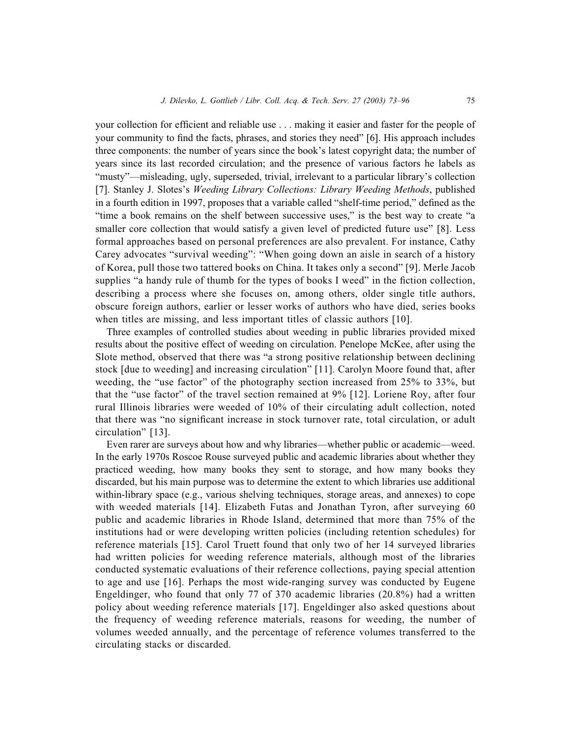your collection for efficient and reliable use . . . making it easier and faster for the people of your community to find the facts, phrases, and stories they need" [6]. His approach includes three components: the number of years since the book's latest copyright data; the number of years since its last recorded circulation; and the presence of various factors he labels as "musty"—misleading, ugly, superseded, trivial, irrelevant to a particular library's collection [7]. Stanley J. Slotes's *Weeding Library Collections: Library Weeding Methods*, published in a fourth edition in 1997, proposes that a variable called "shelf-time period," defined as the "time a book remains on the shelf between successive uses," is the best way to create "a smaller core collection that would satisfy a given level of predicted future use" [8]. Less formal approaches based on personal preferences are also prevalent. For instance, Cathy Carey advocates "survival weeding": "When going down an aisle in search of a history of Korea, pull those two tattered books on China. It takes only a second" [9]. Merle Jacob supplies "a handy rule of thumb for the types of books I weed" in the fiction collection, describing a process where she focuses on, among others, older single title authors, obscure foreign authors, earlier or lesser works of authors who have died, series books when titles are missing, and less important titles of classic authors [10].

Three examples of controlled studies about weeding in public libraries provided mixed results about the positive effect of weeding on circulation. Penelope McKee, after using the Slote method, observed that there was "a strong positive relationship between declining stock [due to weeding] and increasing circulation" [11]. Carolyn Moore found that, after weeding, the "use factor" of the photography section increased from 25% to 33%, but that the "use factor" of the travel section remained at 9% [12]. Loriene Roy, after four rural Illinois libraries were weeded of 10% of their circulating adult collection, noted that there was "no significant increase in stock turnover rate, total circulation, or adult circulation" [13].

Even rarer are surveys about how and why libraries—whether public or academic—weed. In the early 1970s Roscoe Rouse surveyed public and academic libraries about whether they practiced weeding, how many books they sent to storage, and how many books they discarded, but his main purpose was to determine the extent to which libraries use additional within-library space (e.g., various shelving techniques, storage areas, and annexes) to cope with weeded materials [14]. Elizabeth Futas and Jonathan Tyron, after surveying 60 public and academic libraries in Rhode Island, determined that more than 75% of the institutions had or were developing written policies (including retention schedules) for reference materials [15]. Carol Truett found that only two of her 14 surveyed libraries had written policies for weeding reference materials, although most of the libraries conducted systematic evaluations of their reference collections, paying special attention to age and use [16]. Perhaps the most wide-ranging survey was conducted by Eugene Engeldinger, who found that only 77 of 370 academic libraries (20.8%) had a written policy about weeding reference materials [17]. Engeldinger also asked questions about the frequency of weeding reference materials, reasons for weeding, the number of volumes weeded annually, and the percentage of reference volumes transferred to the circulating stacks or discarded.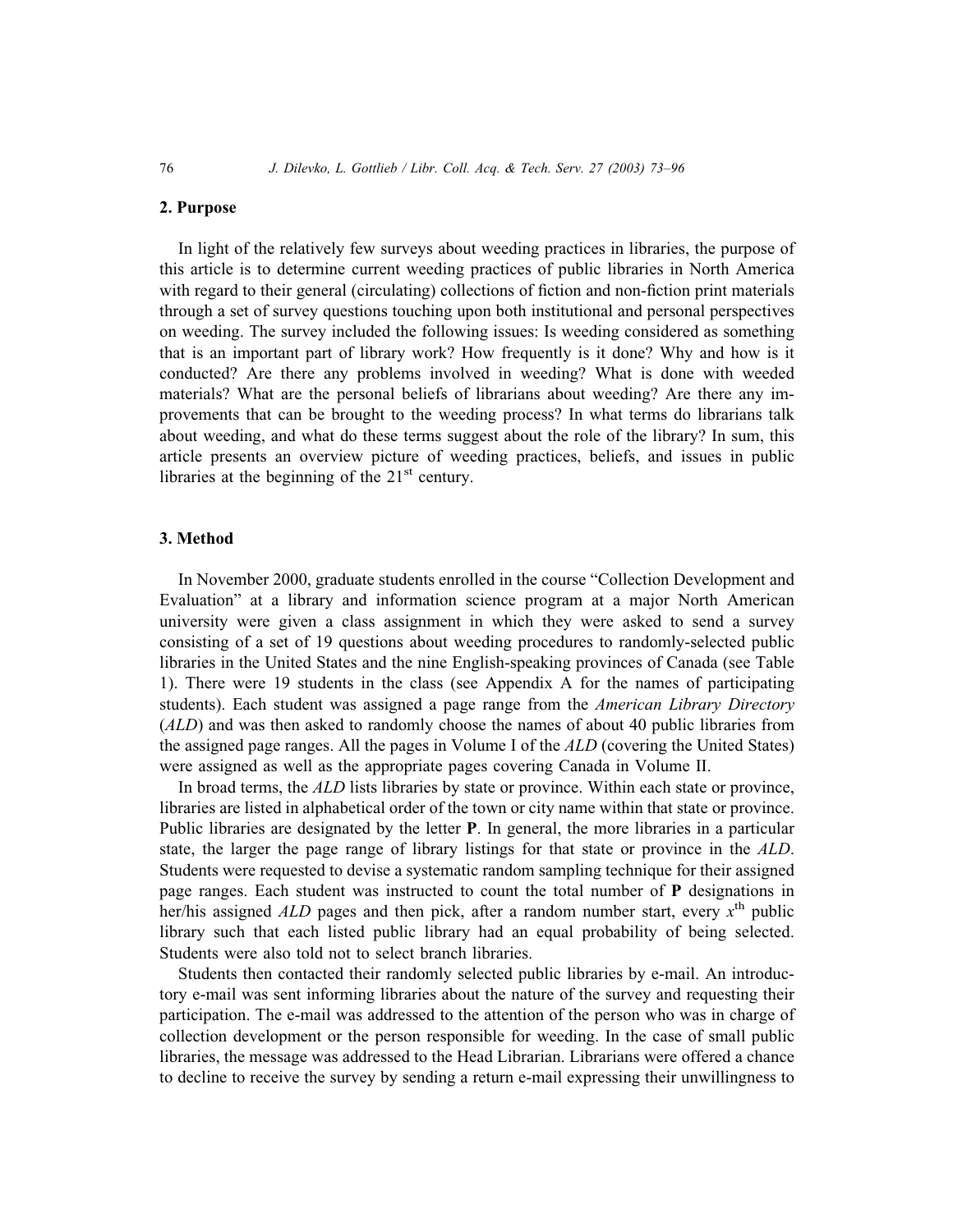## 2. Purpose

In light of the relatively few surveys about weeding practices in libraries, the purpose of this article is to determine current weeding practices of public libraries in North America with regard to their general (circulating) collections of fiction and non-fiction print materials through a set of survey questions touching upon both institutional and personal perspectives on weeding. The survey included the following issues: Is weeding considered as something that is an important part of library work? How frequently is it done? Why and how is it conducted? Are there any problems involved in weeding? What is done with weeded materials? What are the personal beliefs of librarians about weeding? Are there any improvements that can be brought to the weeding process? In what terms do librarians talk about weeding, and what do these terms suggest about the role of the library? In sum, this article presents an overview picture of weeding practices, beliefs, and issues in public libraries at the beginning of the 21st century.

## 3. Method

In November 2000, graduate students enrolled in the course "Collection Development and Evaluation" at a library and information science program at a major North American university were given a class assignment in which they were asked to send a survey consisting of a set of 19 questions about weeding procedures to randomly-selected public libraries in the United States and the nine English-speaking provinces of Canada (see Table 1). There were 19 students in the class (see Appendix A for the names of participating students). Each student was assigned a page range from the *American Library Directory* (*ALD*) and was then asked to randomly choose the names of about 40 public libraries from the assigned page ranges. All the pages in Volume I of the *ALD* (covering the United States) were assigned as well as the appropriate pages covering Canada in Volume II.

In broad terms, the *ALD* lists libraries by state or province. Within each state or province, libraries are listed in alphabetical order of the town or city name within that state or province. Public libraries are designated by the letter **P**. In general, the more libraries in a particular state, the larger the page range of library listings for that state or province in the *ALD*. Students were requested to devise a systematic random sampling technique for their assigned page ranges. Each student was instructed to count the total number of **P** designations in her/his assigned *ALD* pages and then pick, after a random number start, every $x^{th}$ public library such that each listed public library had an equal probability of being selected. Students were also told not to select branch libraries.

Students then contacted their randomly selected public libraries by e-mail. An introductory e-mail was sent informing libraries about the nature of the survey and requesting their participation. The e-mail was addressed to the attention of the person who was in charge of collection development or the person responsible for weeding. In the case of small public libraries, the message was addressed to the Head Librarian. Librarians were offered a chance to decline to receive the survey by sending a return e-mail expressing their unwillingness to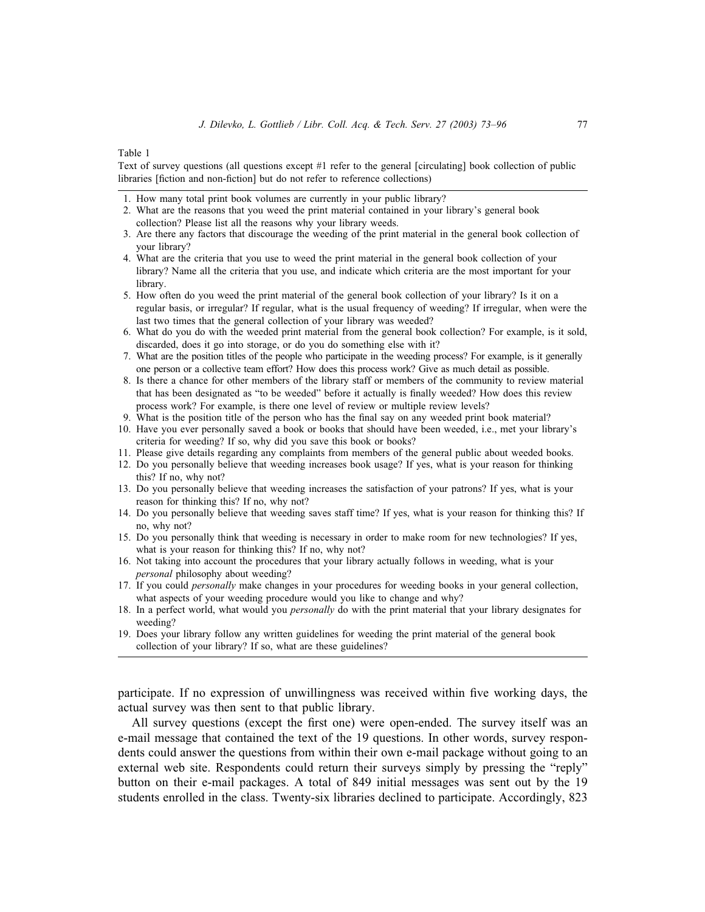Table 1

Text of survey questions (all questions except #1 refer to the general [circulating] book collection of public libraries [fiction and non-fiction] but do not refer to reference collections)

1. How many total print book volumes are currently in your public library?
2. What are the reasons that you weed the print material contained in your library's general book collection? Please list all the reasons why your library weeds.
3. Are there any factors that discourage the weeding of the print material in the general book collection of your library?
4. What are the criteria that you use to weed the print material in the general book collection of your library? Name all the criteria that you use, and indicate which criteria are the most important for your library.
5. How often do you weed the print material of the general book collection of your library? Is it on a regular basis, or irregular? If regular, what is the usual frequency of weeding? If irregular, when were the last two times that the general collection of your library was weeded?
6. What do you do with the weeded print material from the general book collection? For example, is it sold, discarded, does it go into storage, or do you do something else with it?
7. What are the position titles of the people who participate in the weeding process? For example, is it generally one person or a collective team effort? How does this process work? Give as much detail as possible.
8. Is there a chance for other members of the library staff or members of the community to review material that has been designated as "to be weeded" before it actually is finally weeded? How does this review process work? For example, is there one level of review or multiple review levels?
9. What is the position title of the person who has the final say on any weeded print book material?
10. Have you ever personally saved a book or books that should have been weeded, i.e., met your library's criteria for weeding? If so, why did you save this book or books?
11. Please give details regarding any complaints from members of the general public about weeded books.
12. Do you personally believe that weeding increases book usage? If yes, what is your reason for thinking this? If no, why not?
13. Do you personally believe that weeding increases the satisfaction of your patrons? If yes, what is your reason for thinking this? If no, why not?
14. Do you personally believe that weeding saves staff time? If yes, what is your reason for thinking this? If no, why not?
15. Do you personally think that weeding is necessary in order to make room for new technologies? If yes, what is your reason for thinking this? If no, why not?
16. Not taking into account the procedures that your library actually follows in weeding, what is your *personal* philosophy about weeding?
17. If you could *personally* make changes in your procedures for weeding books in your general collection, what aspects of your weeding procedure would you like to change and why?
18. In a perfect world, what would you *personally* do with the print material that your library designates for weeding?
19. Does your library follow any written guidelines for weeding the print material of the general book collection of your library? If so, what are these guidelines?

participate. If no expression of unwillingness was received within five working days, the actual survey was then sent to that public library.

All survey questions (except the first one) were open-ended. The survey itself was an e-mail message that contained the text of the 19 questions. In other words, survey respondents could answer the questions from within their own e-mail package without going to an external web site. Respondents could return their surveys simply by pressing the "reply" button on their e-mail packages. A total of 849 initial messages was sent out by the 19 students enrolled in the class. Twenty-six libraries declined to participate. Accordingly, 823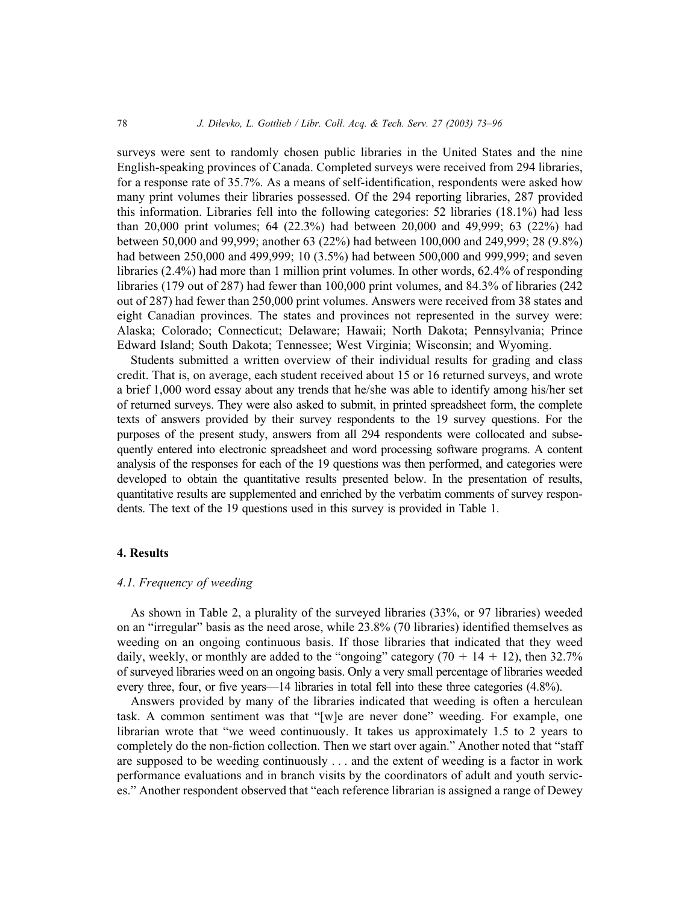surveys were sent to randomly chosen public libraries in the United States and the nine English-speaking provinces of Canada. Completed surveys were received from 294 libraries, for a response rate of 35.7%. As a means of self-identification, respondents were asked how many print volumes their libraries possessed. Of the 294 reporting libraries, 287 provided this information. Libraries fell into the following categories: 52 libraries (18.1%) had less than 20,000 print volumes; 64 (22.3%) had between 20,000 and 49,999; 63 (22%) had between 50,000 and 99,999; another 63 (22%) had between 100,000 and 249,999; 28 (9.8%) had between 250,000 and 499,999; 10 (3.5%) had between 500,000 and 999,999; and seven libraries (2.4%) had more than 1 million print volumes. In other words, 62.4% of responding libraries (179 out of 287) had fewer than 100,000 print volumes, and 84.3% of libraries (242 out of 287) had fewer than 250,000 print volumes. Answers were received from 38 states and eight Canadian provinces. The states and provinces not represented in the survey were: Alaska; Colorado; Connecticut; Delaware; Hawaii; North Dakota; Pennsylvania; Prince Edward Island; South Dakota; Tennessee; West Virginia; Wisconsin; and Wyoming.

Students submitted a written overview of their individual results for grading and class credit. That is, on average, each student received about 15 or 16 returned surveys, and wrote a brief 1,000 word essay about any trends that he/she was able to identify among his/her set of returned surveys. They were also asked to submit, in printed spreadsheet form, the complete texts of answers provided by their survey respondents to the 19 survey questions. For the purposes of the present study, answers from all 294 respondents were collocated and subsequently entered into electronic spreadsheet and word processing software programs. A content analysis of the responses for each of the 19 questions was then performed, and categories were developed to obtain the quantitative results presented below. In the presentation of results, quantitative results are supplemented and enriched by the verbatim comments of survey respondents. The text of the 19 questions used in this survey is provided in Table 1.

## 4. Results

### *4.1. Frequency of weeding*

As shown in Table 2, a plurality of the surveyed libraries (33%, or 97 libraries) weeded on an "irregular" basis as the need arose, while 23.8% (70 libraries) identified themselves as weeding on an ongoing continuous basis. If those libraries that indicated that they weed daily, weekly, or monthly are added to the "ongoing" category (70 + 14 + 12), then 32.7% of surveyed libraries weed on an ongoing basis. Only a very small percentage of libraries weeded every three, four, or five years—14 libraries in total fell into these three categories (4.8%).

Answers provided by many of the libraries indicated that weeding is often a herculean task. A common sentiment was that "[w]e are never done" weeding. For example, one librarian wrote that "we weed continuously. It takes us approximately 1.5 to 2 years to completely do the non-fiction collection. Then we start over again." Another noted that "staff are supposed to be weeding continuously . . . and the extent of weeding is a factor in work performance evaluations and in branch visits by the coordinators of adult and youth services." Another respondent observed that "each reference librarian is assigned a range of Dewey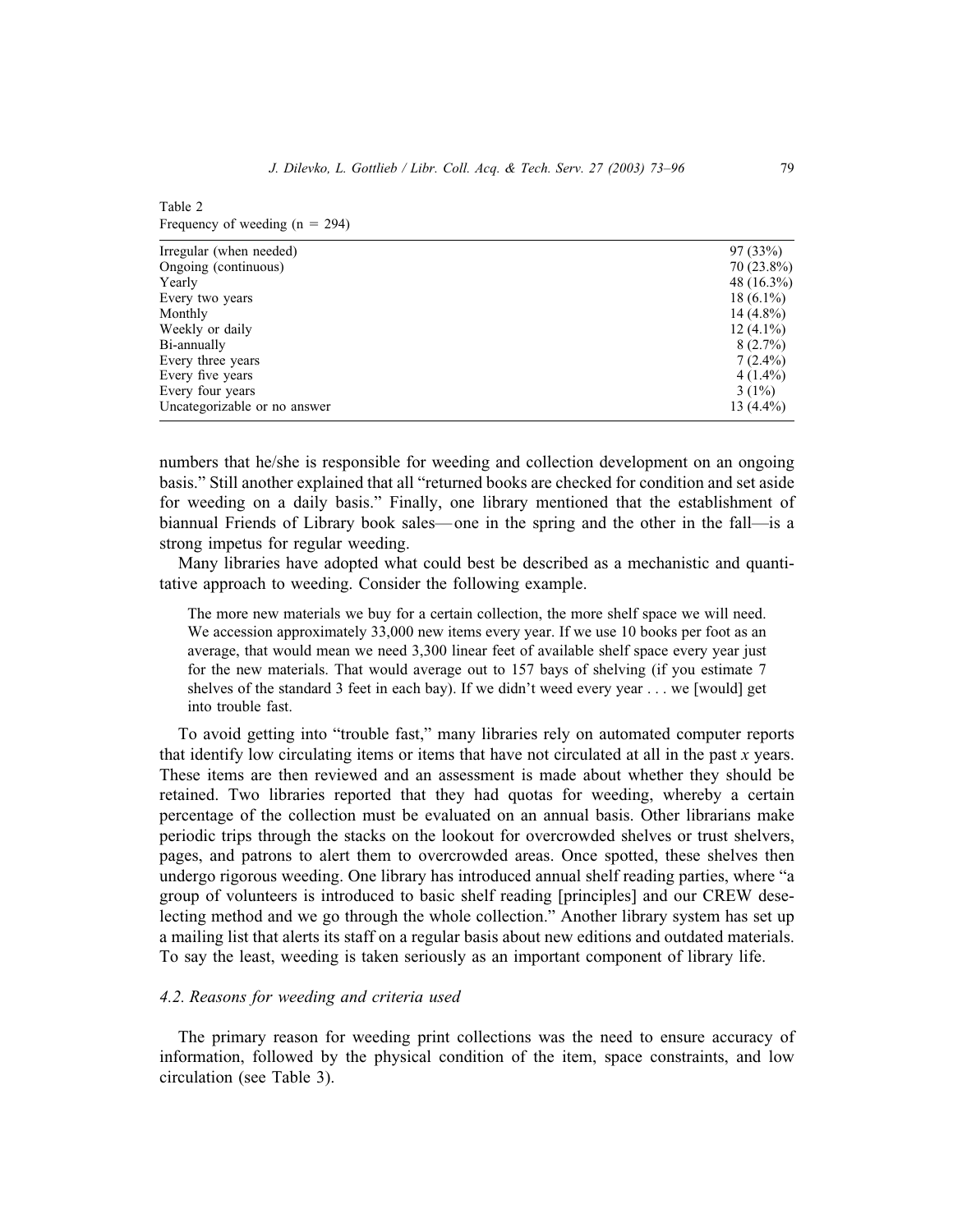Table 2
Frequency of weeding (n = 294)

| | |
|---|---|
| Irregular (when needed) | 97 (33%) |
| Ongoing (continuous) | 70 (23.8%) |
| Yearly | 48 (16.3%) |
| Every two years | 18 (6.1%) |
| Monthly | 14 (4.8%) |
| Weekly or daily | 12 (4.1%) |
| Bi-annually | 8 (2.7%) |
| Every three years | 7 (2.4%) |
| Every five years | 4 (1.4%) |
| Every four years | 3 (1%) |
| Uncategorizable or no answer | 13 (4.4%) |

numbers that he/she is responsible for weeding and collection development on an ongoing basis." Still another explained that all "returned books are checked for condition and set aside for weeding on a daily basis." Finally, one library mentioned that the establishment of biannual Friends of Library book sales—one in the spring and the other in the fall—is a strong impetus for regular weeding.

Many libraries have adopted what could best be described as a mechanistic and quantitative approach to weeding. Consider the following example.

> The more new materials we buy for a certain collection, the more shelf space we will need. We accession approximately 33,000 new items every year. If we use 10 books per foot as an average, that would mean we need 3,300 linear feet of available shelf space every year just for the new materials. That would average out to 157 bays of shelving (if you estimate 7 shelves of the standard 3 feet in each bay). If we didn't weed every year . . . we [would] get into trouble fast.

To avoid getting into "trouble fast," many libraries rely on automated computer reports that identify low circulating items or items that have not circulated at all in the past *x* years. These items are then reviewed and an assessment is made about whether they should be retained. Two libraries reported that they had quotas for weeding, whereby a certain percentage of the collection must be evaluated on an annual basis. Other librarians make periodic trips through the stacks on the lookout for overcrowded shelves or trust shelvers, pages, and patrons to alert them to overcrowded areas. Once spotted, these shelves then undergo rigorous weeding. One library has introduced annual shelf reading parties, where "a group of volunteers is introduced to basic shelf reading [principles] and our CREW deselecting method and we go through the whole collection." Another library system has set up a mailing list that alerts its staff on a regular basis about new editions and outdated materials. To say the least, weeding is taken seriously as an important component of library life.

### *4.2. Reasons for weeding and criteria used*

The primary reason for weeding print collections was the need to ensure accuracy of information, followed by the physical condition of the item, space constraints, and low circulation (see Table 3).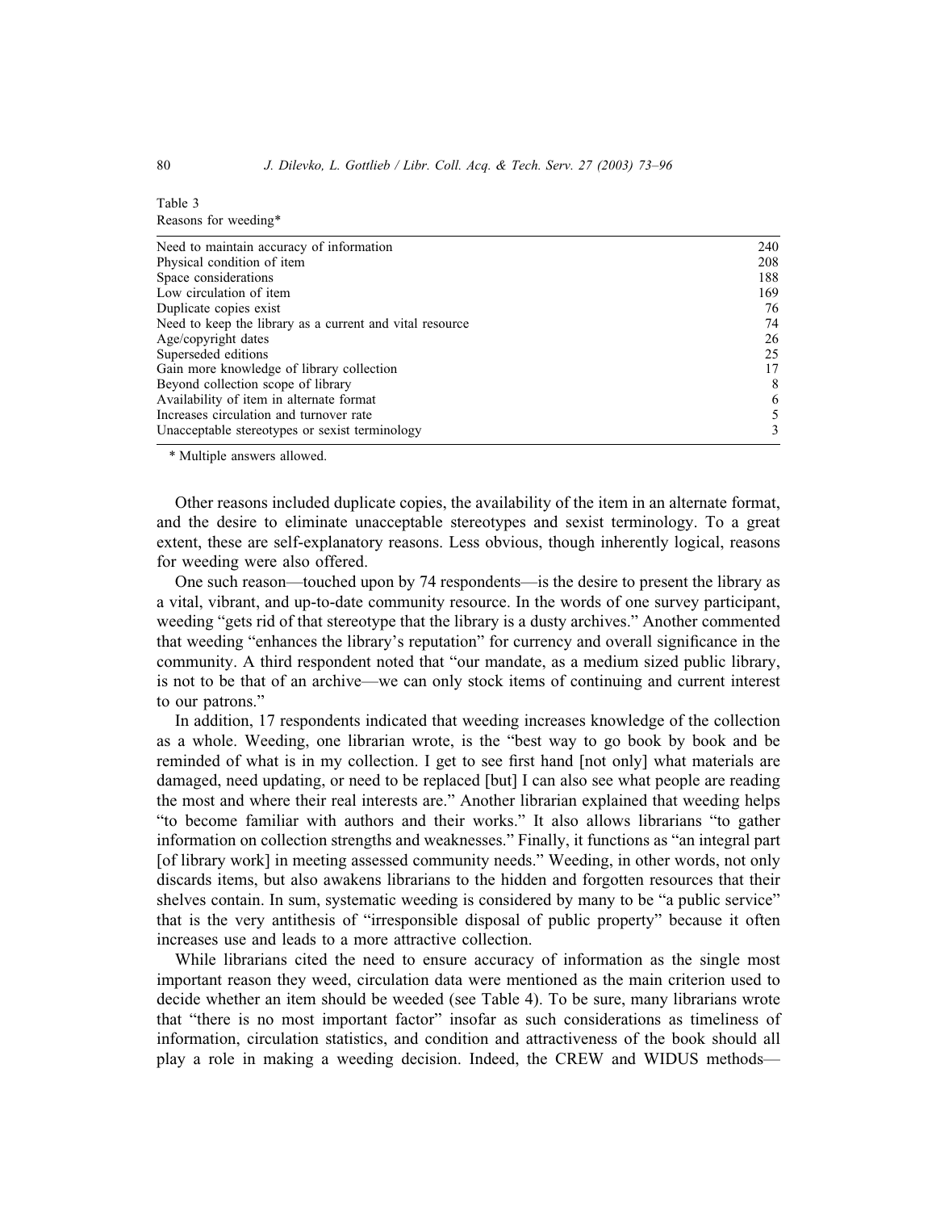Table 3
Reasons for weeding*

| | |
|---|---|
| Need to maintain accuracy of information | 240 |
| Physical condition of item | 208 |
| Space considerations | 188 |
| Low circulation of item | 169 |
| Duplicate copies exist | 76 |
| Need to keep the library as a current and vital resource | 74 |
| Age/copyright dates | 26 |
| Superseded editions | 25 |
| Gain more knowledge of library collection | 17 |
| Beyond collection scope of library | 8 |
| Availability of item in alternate format | 6 |
| Increases circulation and turnover rate | 5 |
| Unacceptable stereotypes or sexist terminology | 3 |

\* Multiple answers allowed.

Other reasons included duplicate copies, the availability of the item in an alternate format, and the desire to eliminate unacceptable stereotypes and sexist terminology. To a great extent, these are self-explanatory reasons. Less obvious, though inherently logical, reasons for weeding were also offered.

One such reason—touched upon by 74 respondents—is the desire to present the library as a vital, vibrant, and up-to-date community resource. In the words of one survey participant, weeding "gets rid of that stereotype that the library is a dusty archives." Another commented that weeding "enhances the library's reputation" for currency and overall significance in the community. A third respondent noted that "our mandate, as a medium sized public library, is not to be that of an archive—we can only stock items of continuing and current interest to our patrons."

In addition, 17 respondents indicated that weeding increases knowledge of the collection as a whole. Weeding, one librarian wrote, is the "best way to go book by book and be reminded of what is in my collection. I get to see first hand [not only] what materials are damaged, need updating, or need to be replaced [but] I can also see what people are reading the most and where their real interests are." Another librarian explained that weeding helps "to become familiar with authors and their works." It also allows librarians "to gather information on collection strengths and weaknesses." Finally, it functions as "an integral part [of library work] in meeting assessed community needs." Weeding, in other words, not only discards items, but also awakens librarians to the hidden and forgotten resources that their shelves contain. In sum, systematic weeding is considered by many to be "a public service" that is the very antithesis of "irresponsible disposal of public property" because it often increases use and leads to a more attractive collection.

While librarians cited the need to ensure accuracy of information as the single most important reason they weed, circulation data were mentioned as the main criterion used to decide whether an item should be weeded (see Table 4). To be sure, many librarians wrote that "there is no most important factor" insofar as such considerations as timeliness of information, circulation statistics, and condition and attractiveness of the book should all play a role in making a weeding decision. Indeed, the CREW and WIDUS methods—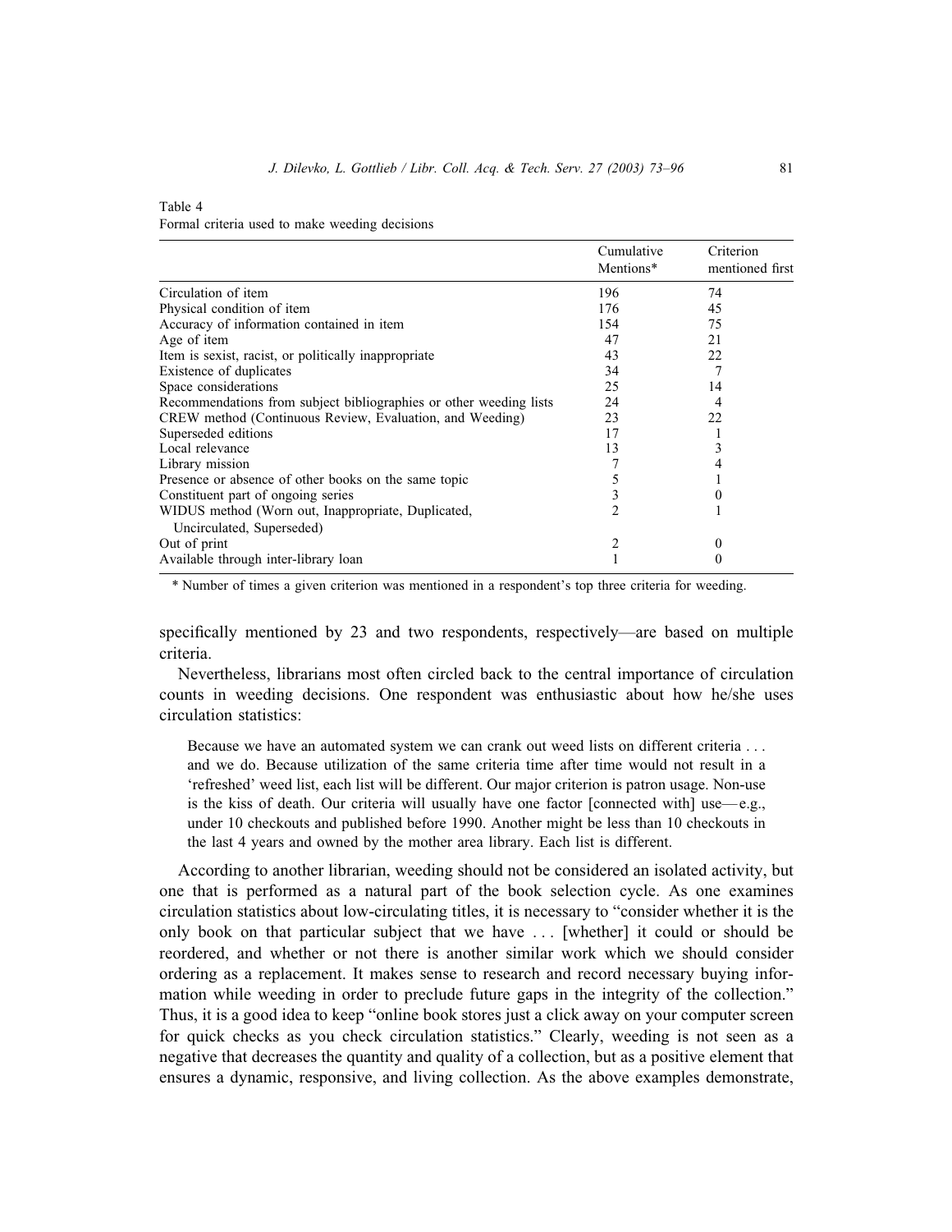Table 4
Formal criteria used to make weeding decisions

| | Cumulative Mentions* | Criterion mentioned first |
|---|---|---|
| Circulation of item | 196 | 74 |
| Physical condition of item | 176 | 45 |
| Accuracy of information contained in item | 154 | 75 |
| Age of item | 47 | 21 |
| Item is sexist, racist, or politically inappropriate | 43 | 22 |
| Existence of duplicates | 34 | 7 |
| Space considerations | 25 | 14 |
| Recommendations from subject bibliographies or other weeding lists | 24 | 4 |
| CREW method (Continuous Review, Evaluation, and Weeding) | 23 | 22 |
| Superseded editions | 17 | 1 |
| Local relevance | 13 | 3 |
| Library mission | 7 | 4 |
| Presence or absence of other books on the same topic | 5 | 1 |
| Constituent part of ongoing series | 3 | 0 |
| WIDUS method (Worn out, Inappropriate, Duplicated, Uncirculated, Superseded) | 2 | 1 |
| Out of print | 2 | 0 |
| Available through inter-library loan | 1 | 0 |

\* Number of times a given criterion was mentioned in a respondent's top three criteria for weeding.

specifically mentioned by 23 and two respondents, respectively—are based on multiple criteria.

Nevertheless, librarians most often circled back to the central importance of circulation counts in weeding decisions. One respondent was enthusiastic about how he/she uses circulation statistics:

> Because we have an automated system we can crank out weed lists on different criteria . . . and we do. Because utilization of the same criteria time after time would not result in a 'refreshed' weed list, each list will be different. Our major criterion is patron usage. Non-use is the kiss of death. Our criteria will usually have one factor [connected with] use—e.g., under 10 checkouts and published before 1990. Another might be less than 10 checkouts in the last 4 years and owned by the mother area library. Each list is different.

According to another librarian, weeding should not be considered an isolated activity, but one that is performed as a natural part of the book selection cycle. As one examines circulation statistics about low-circulating titles, it is necessary to "consider whether it is the only book on that particular subject that we have . . . [whether] it could or should be reordered, and whether or not there is another similar work which we should consider ordering as a replacement. It makes sense to research and record necessary buying information while weeding in order to preclude future gaps in the integrity of the collection." Thus, it is a good idea to keep "online book stores just a click away on your computer screen for quick checks as you check circulation statistics." Clearly, weeding is not seen as a negative that decreases the quantity and quality of a collection, but as a positive element that ensures a dynamic, responsive, and living collection. As the above examples demonstrate,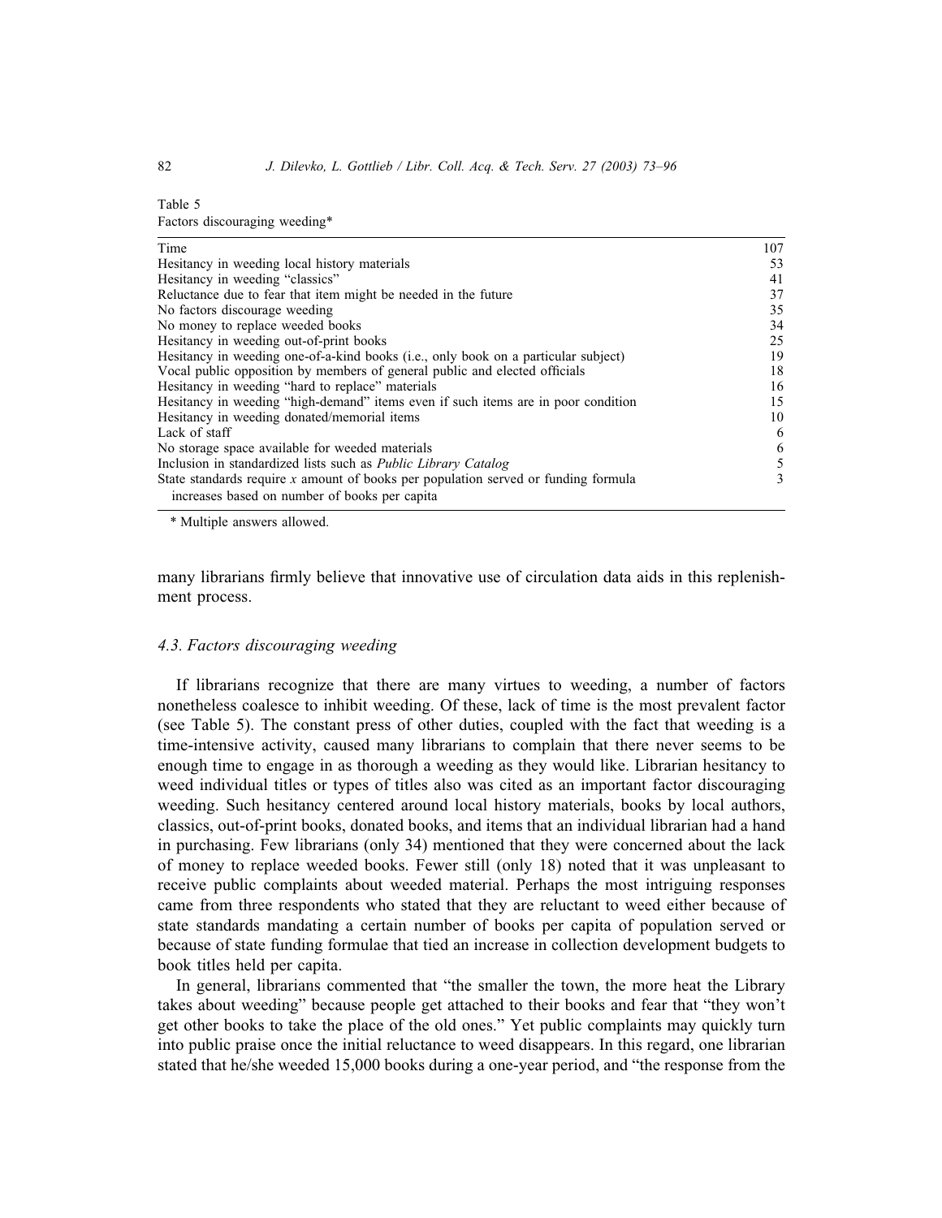Table 5
Factors discouraging weeding*

| Factor | Count |
|---|---|
| Time | 107 |
| Hesitancy in weeding local history materials | 53 |
| Hesitancy in weeding "classics" | 41 |
| Reluctance due to fear that item might be needed in the future | 37 |
| No factors discourage weeding | 35 |
| No money to replace weeded books | 34 |
| Hesitancy in weeding out-of-print books | 25 |
| Hesitancy in weeding one-of-a-kind books (i.e., only book on a particular subject) | 19 |
| Vocal public opposition by members of general public and elected officials | 18 |
| Hesitancy in weeding "hard to replace" materials | 16 |
| Hesitancy in weeding "high-demand" items even if such items are in poor condition | 15 |
| Hesitancy in weeding donated/memorial items | 10 |
| Lack of staff | 6 |
| No storage space available for weeded materials | 6 |
| Inclusion in standardized lists such as *Public Library Catalog* | 5 |
| State standards require *x* amount of books per population served or funding formula increases based on number of books per capita | 3 |

\* Multiple answers allowed.

many librarians firmly believe that innovative use of circulation data aids in this replenishment process.

### 4.3. Factors discouraging weeding

If librarians recognize that there are many virtues to weeding, a number of factors nonetheless coalesce to inhibit weeding. Of these, lack of time is the most prevalent factor (see Table 5). The constant press of other duties, coupled with the fact that weeding is a time-intensive activity, caused many librarians to complain that there never seems to be enough time to engage in as thorough a weeding as they would like. Librarian hesitancy to weed individual titles or types of titles also was cited as an important factor discouraging weeding. Such hesitancy centered around local history materials, books by local authors, classics, out-of-print books, donated books, and items that an individual librarian had a hand in purchasing. Few librarians (only 34) mentioned that they were concerned about the lack of money to replace weeded books. Fewer still (only 18) noted that it was unpleasant to receive public complaints about weeded material. Perhaps the most intriguing responses came from three respondents who stated that they are reluctant to weed either because of state standards mandating a certain number of books per capita of population served or because of state funding formulae that tied an increase in collection development budgets to book titles held per capita.

In general, librarians commented that "the smaller the town, the more heat the Library takes about weeding" because people get attached to their books and fear that "they won't get other books to take the place of the old ones." Yet public complaints may quickly turn into public praise once the initial reluctance to weed disappears. In this regard, one librarian stated that he/she weeded 15,000 books during a one-year period, and "the response from the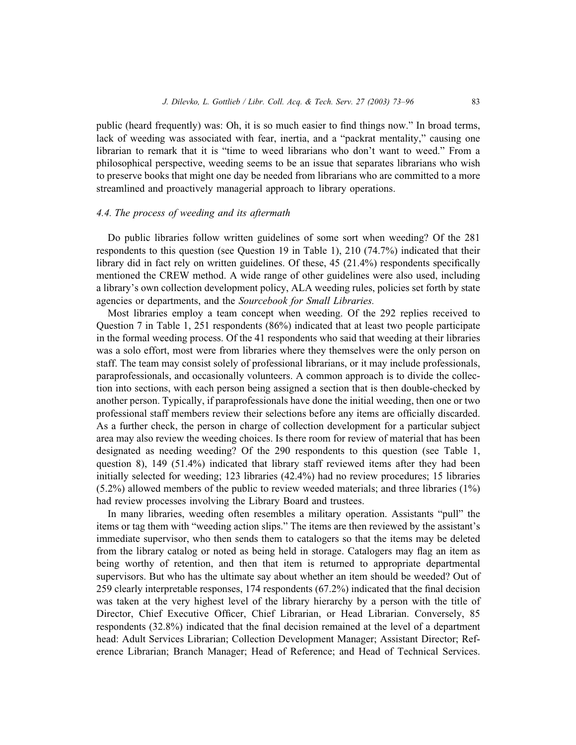public (heard frequently) was: Oh, it is so much easier to find things now." In broad terms, lack of weeding was associated with fear, inertia, and a "packrat mentality," causing one librarian to remark that it is "time to weed librarians who don't want to weed." From a philosophical perspective, weeding seems to be an issue that separates librarians who wish to preserve books that might one day be needed from librarians who are committed to a more streamlined and proactively managerial approach to library operations.

### 4.4. The process of weeding and its aftermath

Do public libraries follow written guidelines of some sort when weeding? Of the 281 respondents to this question (see Question 19 in Table 1), 210 (74.7%) indicated that their library did in fact rely on written guidelines. Of these, 45 (21.4%) respondents specifically mentioned the CREW method. A wide range of other guidelines were also used, including a library's own collection development policy, ALA weeding rules, policies set forth by state agencies or departments, and the *Sourcebook for Small Libraries.*

Most libraries employ a team concept when weeding. Of the 292 replies received to Question 7 in Table 1, 251 respondents (86%) indicated that at least two people participate in the formal weeding process. Of the 41 respondents who said that weeding at their libraries was a solo effort, most were from libraries where they themselves were the only person on staff. The team may consist solely of professional librarians, or it may include professionals, paraprofessionals, and occasionally volunteers. A common approach is to divide the collection into sections, with each person being assigned a section that is then double-checked by another person. Typically, if paraprofessionals have done the initial weeding, then one or two professional staff members review their selections before any items are officially discarded. As a further check, the person in charge of collection development for a particular subject area may also review the weeding choices. Is there room for review of material that has been designated as needing weeding? Of the 290 respondents to this question (see Table 1, question 8), 149 (51.4%) indicated that library staff reviewed items after they had been initially selected for weeding; 123 libraries (42.4%) had no review procedures; 15 libraries (5.2%) allowed members of the public to review weeded materials; and three libraries (1%) had review processes involving the Library Board and trustees.

In many libraries, weeding often resembles a military operation. Assistants "pull" the items or tag them with "weeding action slips." The items are then reviewed by the assistant's immediate supervisor, who then sends them to catalogers so that the items may be deleted from the library catalog or noted as being held in storage. Catalogers may flag an item as being worthy of retention, and then that item is returned to appropriate departmental supervisors. But who has the ultimate say about whether an item should be weeded? Out of 259 clearly interpretable responses, 174 respondents (67.2%) indicated that the final decision was taken at the very highest level of the library hierarchy by a person with the title of Director, Chief Executive Officer, Chief Librarian, or Head Librarian. Conversely, 85 respondents (32.8%) indicated that the final decision remained at the level of a department head: Adult Services Librarian; Collection Development Manager; Assistant Director; Reference Librarian; Branch Manager; Head of Reference; and Head of Technical Services.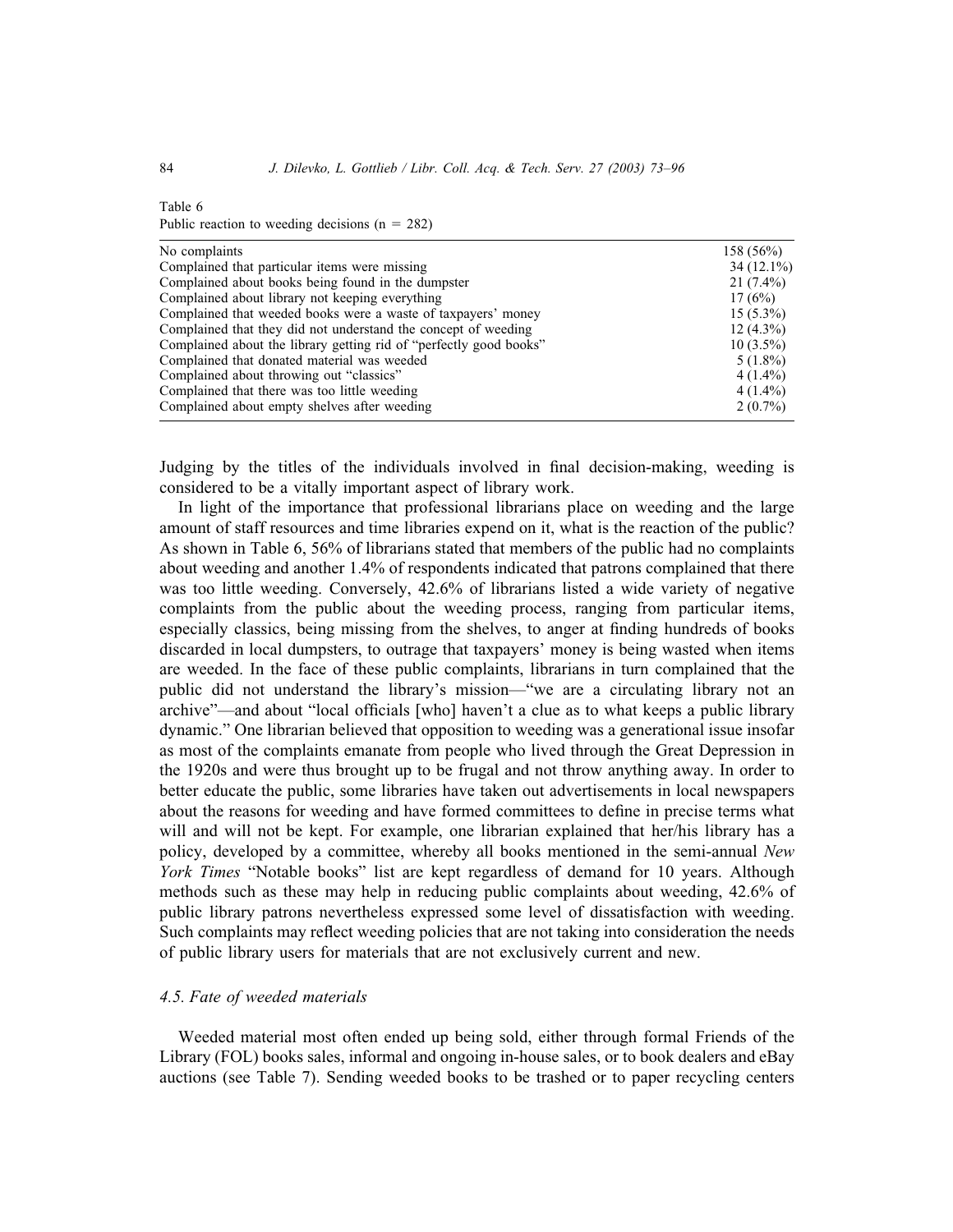Table 6
Public reaction to weeding decisions (n = 282)

| | |
|---|---|
| No complaints | 158 (56%) |
| Complained that particular items were missing | 34 (12.1%) |
| Complained about books being found in the dumpster | 21 (7.4%) |
| Complained about library not keeping everything | 17 (6%) |
| Complained that weeded books were a waste of taxpayers' money | 15 (5.3%) |
| Complained that they did not understand the concept of weeding | 12 (4.3%) |
| Complained about the library getting rid of "perfectly good books" | 10 (3.5%) |
| Complained that donated material was weeded | 5 (1.8%) |
| Complained about throwing out "classics" | 4 (1.4%) |
| Complained that there was too little weeding | 4 (1.4%) |
| Complained about empty shelves after weeding | 2 (0.7%) |

Judging by the titles of the individuals involved in final decision-making, weeding is considered to be a vitally important aspect of library work.

In light of the importance that professional librarians place on weeding and the large amount of staff resources and time libraries expend on it, what is the reaction of the public? As shown in Table 6, 56% of librarians stated that members of the public had no complaints about weeding and another 1.4% of respondents indicated that patrons complained that there was too little weeding. Conversely, 42.6% of librarians listed a wide variety of negative complaints from the public about the weeding process, ranging from particular items, especially classics, being missing from the shelves, to anger at finding hundreds of books discarded in local dumpsters, to outrage that taxpayers' money is being wasted when items are weeded. In the face of these public complaints, librarians in turn complained that the public did not understand the library's mission—"we are a circulating library not an archive"—and about "local officials [who] haven't a clue as to what keeps a public library dynamic." One librarian believed that opposition to weeding was a generational issue insofar as most of the complaints emanate from people who lived through the Great Depression in the 1920s and were thus brought up to be frugal and not throw anything away. In order to better educate the public, some libraries have taken out advertisements in local newspapers about the reasons for weeding and have formed committees to define in precise terms what will and will not be kept. For example, one librarian explained that her/his library has a policy, developed by a committee, whereby all books mentioned in the semi-annual *New York Times* "Notable books" list are kept regardless of demand for 10 years. Although methods such as these may help in reducing public complaints about weeding, 42.6% of public library patrons nevertheless expressed some level of dissatisfaction with weeding. Such complaints may reflect weeding policies that are not taking into consideration the needs of public library users for materials that are not exclusively current and new.

### *4.5. Fate of weeded materials*

Weeded material most often ended up being sold, either through formal Friends of the Library (FOL) books sales, informal and ongoing in-house sales, or to book dealers and eBay auctions (see Table 7). Sending weeded books to be trashed or to paper recycling centers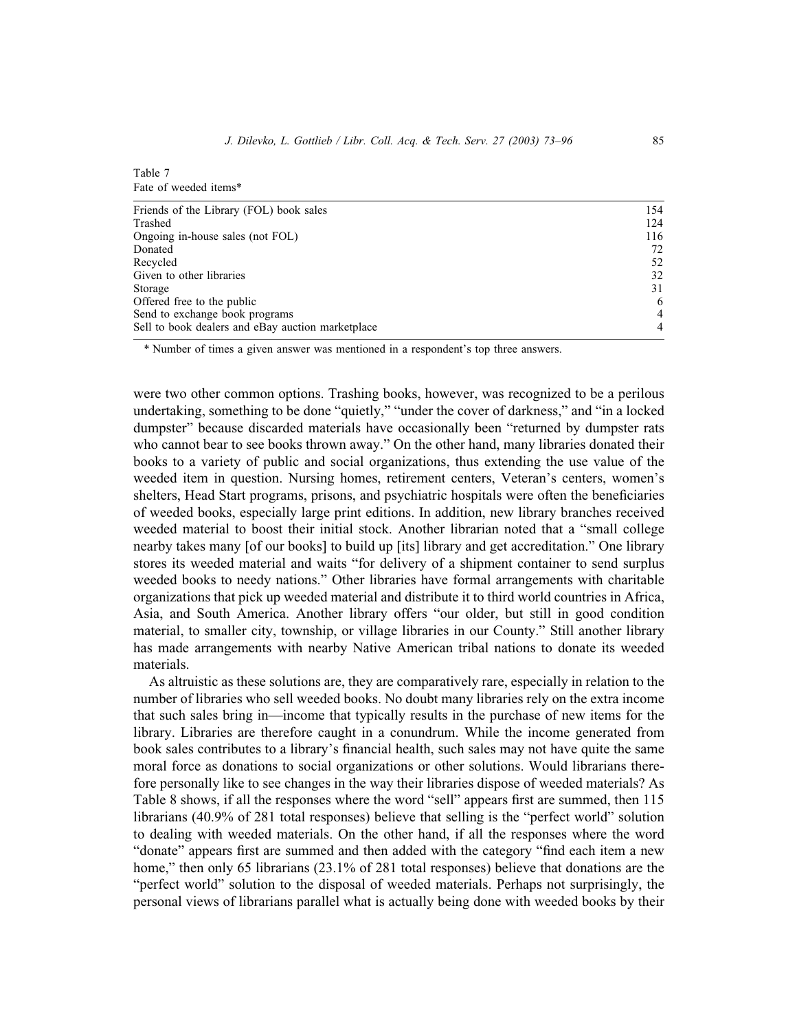Table 7
Fate of weeded items*

| | |
|---|---|
| Friends of the Library (FOL) book sales | 154 |
| Trashed | 124 |
| Ongoing in-house sales (not FOL) | 116 |
| Donated | 72 |
| Recycled | 52 |
| Given to other libraries | 32 |
| Storage | 31 |
| Offered free to the public | 6 |
| Send to exchange book programs | 4 |
| Sell to book dealers and eBay auction marketplace | 4 |

* Number of times a given answer was mentioned in a respondent's top three answers.

were two other common options. Trashing books, however, was recognized to be a perilous undertaking, something to be done "quietly," "under the cover of darkness," and "in a locked dumpster" because discarded materials have occasionally been "returned by dumpster rats who cannot bear to see books thrown away." On the other hand, many libraries donated their books to a variety of public and social organizations, thus extending the use value of the weeded item in question. Nursing homes, retirement centers, Veteran's centers, women's shelters, Head Start programs, prisons, and psychiatric hospitals were often the beneficiaries of weeded books, especially large print editions. In addition, new library branches received weeded material to boost their initial stock. Another librarian noted that a "small college nearby takes many [of our books] to build up [its] library and get accreditation." One library stores its weeded material and waits "for delivery of a shipment container to send surplus weeded books to needy nations." Other libraries have formal arrangements with charitable organizations that pick up weeded material and distribute it to third world countries in Africa, Asia, and South America. Another library offers "our older, but still in good condition material, to smaller city, township, or village libraries in our County." Still another library has made arrangements with nearby Native American tribal nations to donate its weeded materials.

As altruistic as these solutions are, they are comparatively rare, especially in relation to the number of libraries who sell weeded books. No doubt many libraries rely on the extra income that such sales bring in—income that typically results in the purchase of new items for the library. Libraries are therefore caught in a conundrum. While the income generated from book sales contributes to a library's financial health, such sales may not have quite the same moral force as donations to social organizations or other solutions. Would librarians therefore personally like to see changes in the way their libraries dispose of weeded materials? As Table 8 shows, if all the responses where the word "sell" appears first are summed, then 115 librarians (40.9% of 281 total responses) believe that selling is the "perfect world" solution to dealing with weeded materials. On the other hand, if all the responses where the word "donate" appears first are summed and then added with the category "find each item a new home," then only 65 librarians (23.1% of 281 total responses) believe that donations are the "perfect world" solution to the disposal of weeded materials. Perhaps not surprisingly, the personal views of librarians parallel what is actually being done with weeded books by their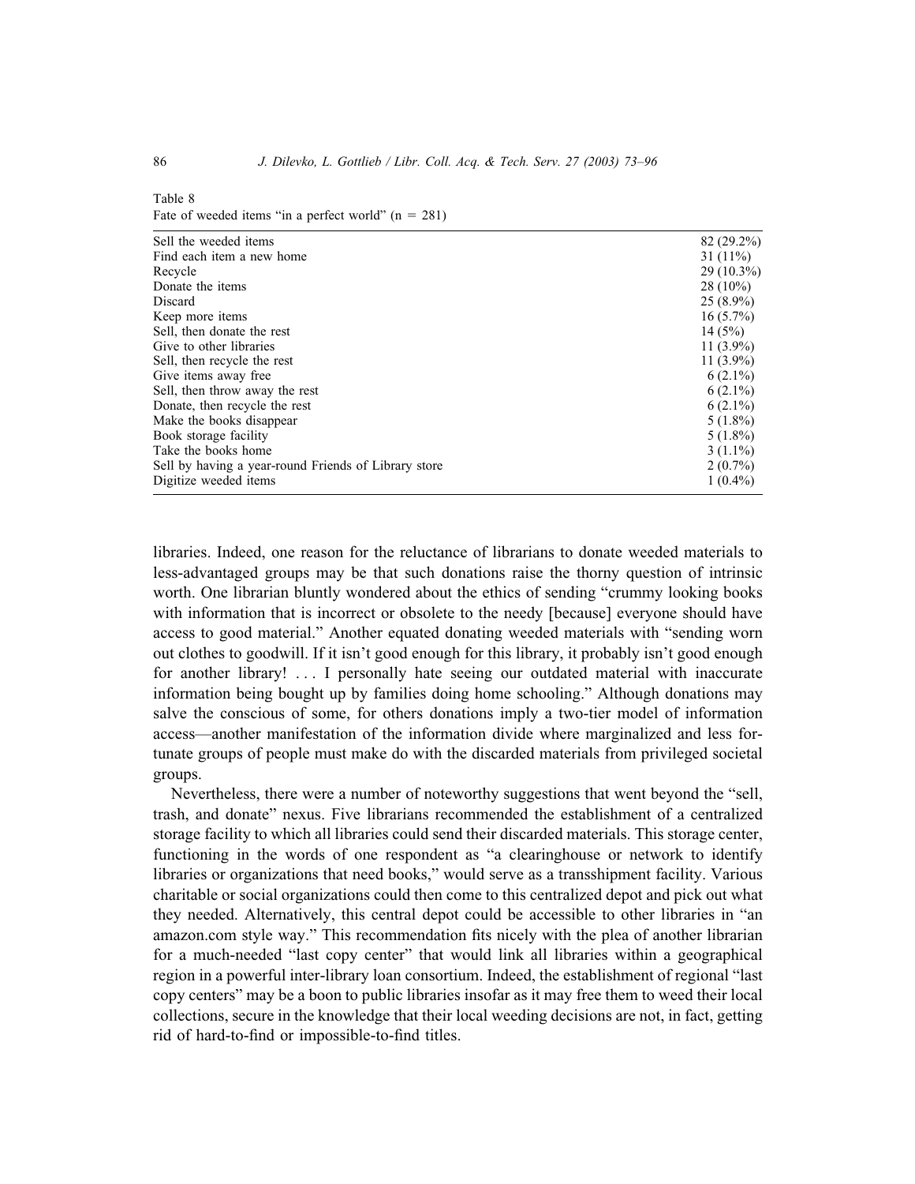Table 8
Fate of weeded items "in a perfect world" (n = 281)

| | |
|---|---|
| Sell the weeded items | 82 (29.2%) |
| Find each item a new home | 31 (11%) |
| Recycle | 29 (10.3%) |
| Donate the items | 28 (10%) |
| Discard | 25 (8.9%) |
| Keep more items | 16 (5.7%) |
| Sell, then donate the rest | 14 (5%) |
| Give to other libraries | 11 (3.9%) |
| Sell, then recycle the rest | 11 (3.9%) |
| Give items away free | 6 (2.1%) |
| Sell, then throw away the rest | 6 (2.1%) |
| Donate, then recycle the rest | 6 (2.1%) |
| Make the books disappear | 5 (1.8%) |
| Book storage facility | 5 (1.8%) |
| Take the books home | 3 (1.1%) |
| Sell by having a year-round Friends of Library store | 2 (0.7%) |
| Digitize weeded items | 1 (0.4%) |

libraries. Indeed, one reason for the reluctance of librarians to donate weeded materials to less-advantaged groups may be that such donations raise the thorny question of intrinsic worth. One librarian bluntly wondered about the ethics of sending "crummy looking books with information that is incorrect or obsolete to the needy [because] everyone should have access to good material." Another equated donating weeded materials with "sending worn out clothes to goodwill. If it isn't good enough for this library, it probably isn't good enough for another library! . . . I personally hate seeing our outdated material with inaccurate information being bought up by families doing home schooling." Although donations may salve the conscious of some, for others donations imply a two-tier model of information access—another manifestation of the information divide where marginalized and less fortunate groups of people must make do with the discarded materials from privileged societal groups.

Nevertheless, there were a number of noteworthy suggestions that went beyond the "sell, trash, and donate" nexus. Five librarians recommended the establishment of a centralized storage facility to which all libraries could send their discarded materials. This storage center, functioning in the words of one respondent as "a clearinghouse or network to identify libraries or organizations that need books," would serve as a transshipment facility. Various charitable or social organizations could then come to this centralized depot and pick out what they needed. Alternatively, this central depot could be accessible to other libraries in "an amazon.com style way." This recommendation fits nicely with the plea of another librarian for a much-needed "last copy center" that would link all libraries within a geographical region in a powerful inter-library loan consortium. Indeed, the establishment of regional "last copy centers" may be a boon to public libraries insofar as it may free them to weed their local collections, secure in the knowledge that their local weeding decisions are not, in fact, getting rid of hard-to-find or impossible-to-find titles.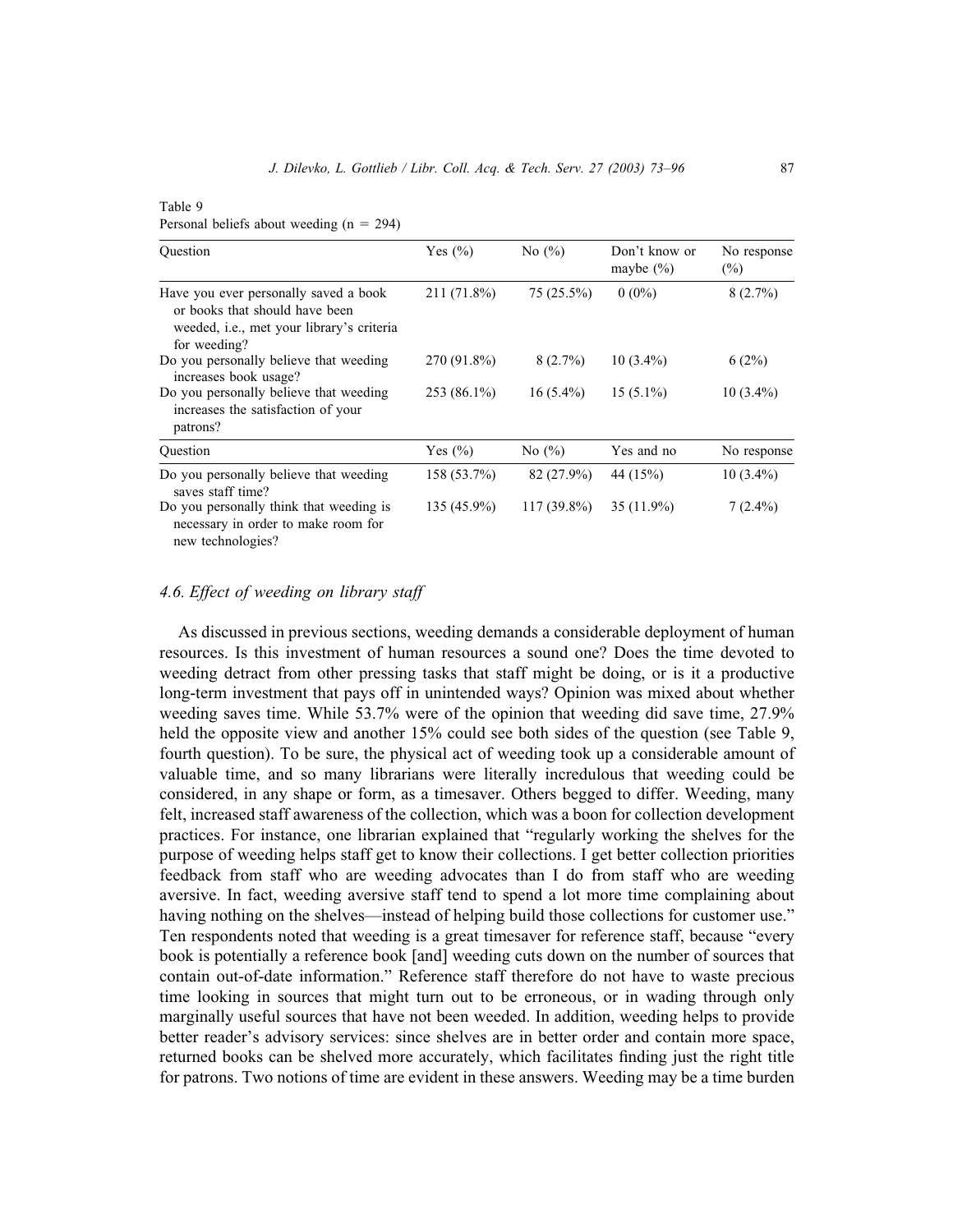Table 9
Personal beliefs about weeding (n = 294)

| Question | Yes (%) | No (%) | Don't know or maybe (%) | No response (%) |
|---|---|---|---|---|
| Have you ever personally saved a book or books that should have been weeded, i.e., met your library's criteria for weeding? | 211 (71.8%) | 75 (25.5%) | 0 (0%) | 8 (2.7%) |
| Do you personally believe that weeding increases book usage? | 270 (91.8%) | 8 (2.7%) | 10 (3.4%) | 6 (2%) |
| Do you personally believe that weeding increases the satisfaction of your patrons? | 253 (86.1%) | 16 (5.4%) | 15 (5.1%) | 10 (3.4%) |
| **Question** | **Yes (%)** | **No (%)** | **Yes and no** | **No response** |
| Do you personally believe that weeding saves staff time? | 158 (53.7%) | 82 (27.9%) | 44 (15%) | 10 (3.4%) |
| Do you personally think that weeding is necessary in order to make room for new technologies? | 135 (45.9%) | 117 (39.8%) | 35 (11.9%) | 7 (2.4%) |

### *4.6. Effect of weeding on library staff*

As discussed in previous sections, weeding demands a considerable deployment of human resources. Is this investment of human resources a sound one? Does the time devoted to weeding detract from other pressing tasks that staff might be doing, or is it a productive long-term investment that pays off in unintended ways? Opinion was mixed about whether weeding saves time. While 53.7% were of the opinion that weeding did save time, 27.9% held the opposite view and another 15% could see both sides of the question (see Table 9, fourth question). To be sure, the physical act of weeding took up a considerable amount of valuable time, and so many librarians were literally incredulous that weeding could be considered, in any shape or form, as a timesaver. Others begged to differ. Weeding, many felt, increased staff awareness of the collection, which was a boon for collection development practices. For instance, one librarian explained that "regularly working the shelves for the purpose of weeding helps staff get to know their collections. I get better collection priorities feedback from staff who are weeding advocates than I do from staff who are weeding aversive. In fact, weeding aversive staff tend to spend a lot more time complaining about having nothing on the shelves—instead of helping build those collections for customer use." Ten respondents noted that weeding is a great timesaver for reference staff, because "every book is potentially a reference book [and] weeding cuts down on the number of sources that contain out-of-date information." Reference staff therefore do not have to waste precious time looking in sources that might turn out to be erroneous, or in wading through only marginally useful sources that have not been weeded. In addition, weeding helps to provide better reader's advisory services: since shelves are in better order and contain more space, returned books can be shelved more accurately, which facilitates finding just the right title for patrons. Two notions of time are evident in these answers. Weeding may be a time burden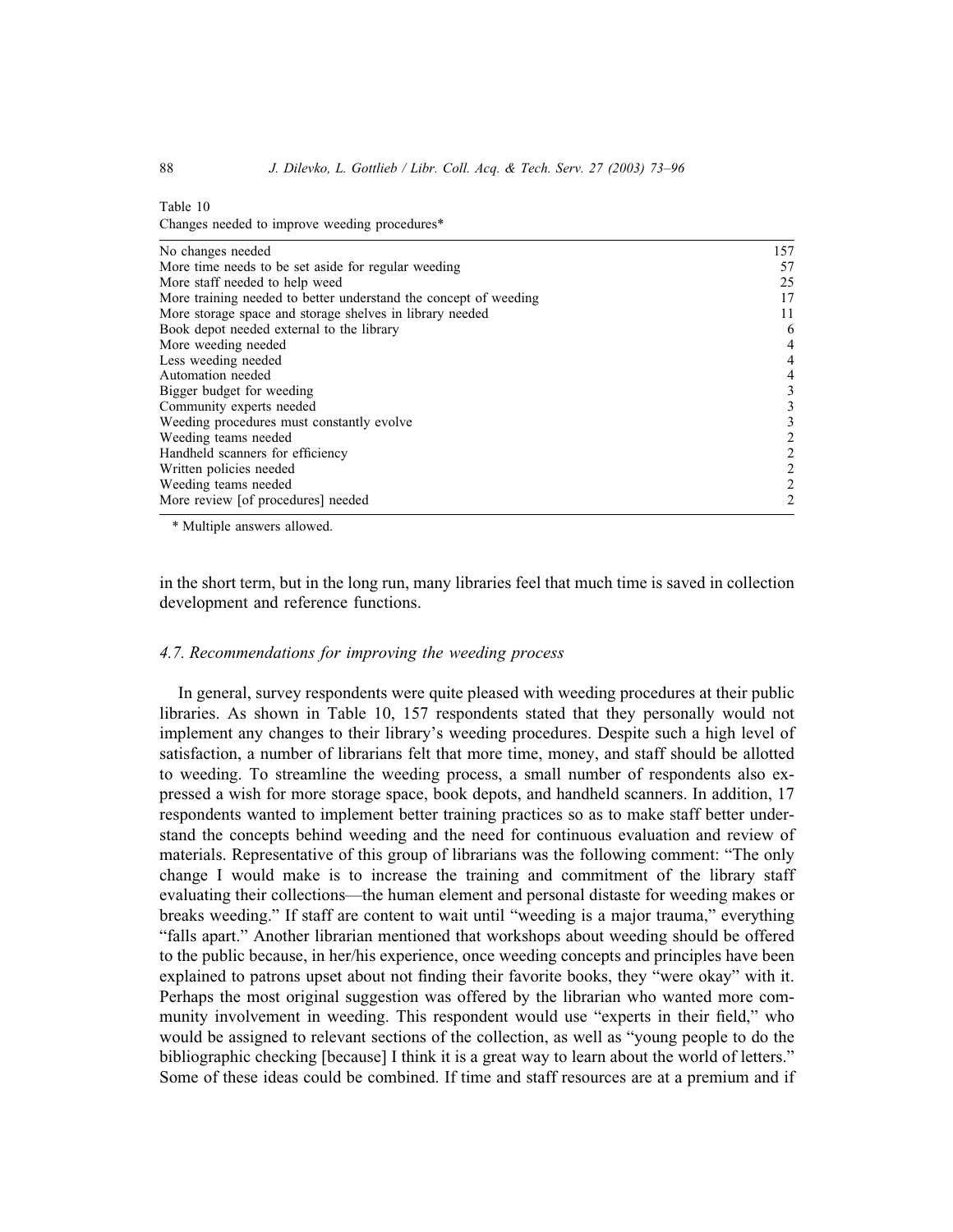Table 10
Changes needed to improve weeding procedures*

| | |
|---|---|
| No changes needed | 157 |
| More time needs to be set aside for regular weeding | 57 |
| More staff needed to help weed | 25 |
| More training needed to better understand the concept of weeding | 17 |
| More storage space and storage shelves in library needed | 11 |
| Book depot needed external to the library | 6 |
| More weeding needed | 4 |
| Less weeding needed | 4 |
| Automation needed | 4 |
| Bigger budget for weeding | 3 |
| Community experts needed | 3 |
| Weeding procedures must constantly evolve | 3 |
| Weeding teams needed | 2 |
| Handheld scanners for efficiency | 2 |
| Written policies needed | 2 |
| Weeding teams needed | 2 |
| More review [of procedures] needed | 2 |

\* Multiple answers allowed.

in the short term, but in the long run, many libraries feel that much time is saved in collection development and reference functions.

### 4.7. Recommendations for improving the weeding process

In general, survey respondents were quite pleased with weeding procedures at their public libraries. As shown in Table 10, 157 respondents stated that they personally would not implement any changes to their library's weeding procedures. Despite such a high level of satisfaction, a number of librarians felt that more time, money, and staff should be allotted to weeding. To streamline the weeding process, a small number of respondents also expressed a wish for more storage space, book depots, and handheld scanners. In addition, 17 respondents wanted to implement better training practices so as to make staff better understand the concepts behind weeding and the need for continuous evaluation and review of materials. Representative of this group of librarians was the following comment: "The only change I would make is to increase the training and commitment of the library staff evaluating their collections—the human element and personal distaste for weeding makes or breaks weeding." If staff are content to wait until "weeding is a major trauma," everything "falls apart." Another librarian mentioned that workshops about weeding should be offered to the public because, in her/his experience, once weeding concepts and principles have been explained to patrons upset about not finding their favorite books, they "were okay" with it. Perhaps the most original suggestion was offered by the librarian who wanted more community involvement in weeding. This respondent would use "experts in their field," who would be assigned to relevant sections of the collection, as well as "young people to do the bibliographic checking [because] I think it is a great way to learn about the world of letters." Some of these ideas could be combined. If time and staff resources are at a premium and if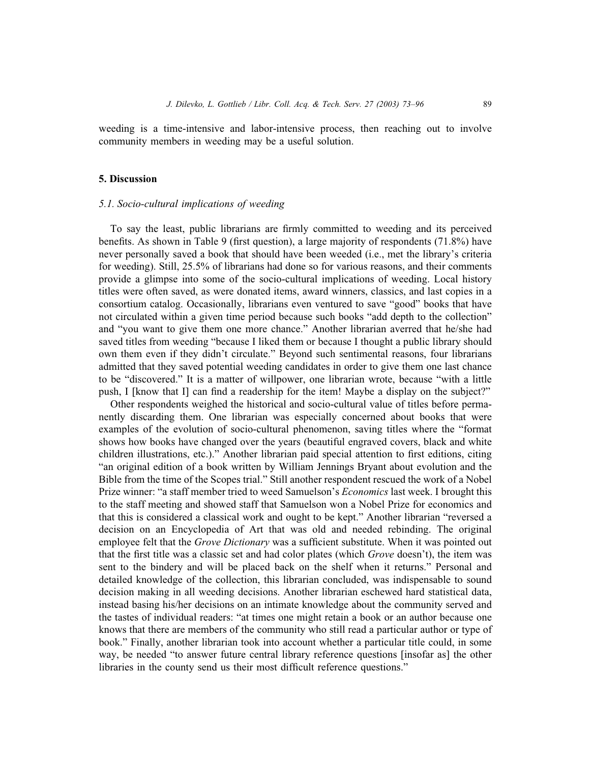weeding is a time-intensive and labor-intensive process, then reaching out to involve community members in weeding may be a useful solution.

## 5. Discussion

### *5.1. Socio-cultural implications of weeding*

To say the least, public librarians are firmly committed to weeding and its perceived benefits. As shown in Table 9 (first question), a large majority of respondents (71.8%) have never personally saved a book that should have been weeded (i.e., met the library's criteria for weeding). Still, 25.5% of librarians had done so for various reasons, and their comments provide a glimpse into some of the socio-cultural implications of weeding. Local history titles were often saved, as were donated items, award winners, classics, and last copies in a consortium catalog. Occasionally, librarians even ventured to save "good" books that have not circulated within a given time period because such books "add depth to the collection" and "you want to give them one more chance." Another librarian averred that he/she had saved titles from weeding "because I liked them or because I thought a public library should own them even if they didn't circulate." Beyond such sentimental reasons, four librarians admitted that they saved potential weeding candidates in order to give them one last chance to be "discovered." It is a matter of willpower, one librarian wrote, because "with a little push, I [know that I] can find a readership for the item! Maybe a display on the subject?"

Other respondents weighed the historical and socio-cultural value of titles before permanently discarding them. One librarian was especially concerned about books that were examples of the evolution of socio-cultural phenomenon, saving titles where the "format shows how books have changed over the years (beautiful engraved covers, black and white children illustrations, etc.)." Another librarian paid special attention to first editions, citing "an original edition of a book written by William Jennings Bryant about evolution and the Bible from the time of the Scopes trial." Still another respondent rescued the work of a Nobel Prize winner: "a staff member tried to weed Samuelson's *Economics* last week. I brought this to the staff meeting and showed staff that Samuelson won a Nobel Prize for economics and that this is considered a classical work and ought to be kept." Another librarian "reversed a decision on an Encyclopedia of Art that was old and needed rebinding. The original employee felt that the *Grove Dictionary* was a sufficient substitute. When it was pointed out that the first title was a classic set and had color plates (which *Grove* doesn't), the item was sent to the bindery and will be placed back on the shelf when it returns." Personal and detailed knowledge of the collection, this librarian concluded, was indispensable to sound decision making in all weeding decisions. Another librarian eschewed hard statistical data, instead basing his/her decisions on an intimate knowledge about the community served and the tastes of individual readers: "at times one might retain a book or an author because one knows that there are members of the community who still read a particular author or type of book." Finally, another librarian took into account whether a particular title could, in some way, be needed "to answer future central library reference questions [insofar as] the other libraries in the county send us their most difficult reference questions."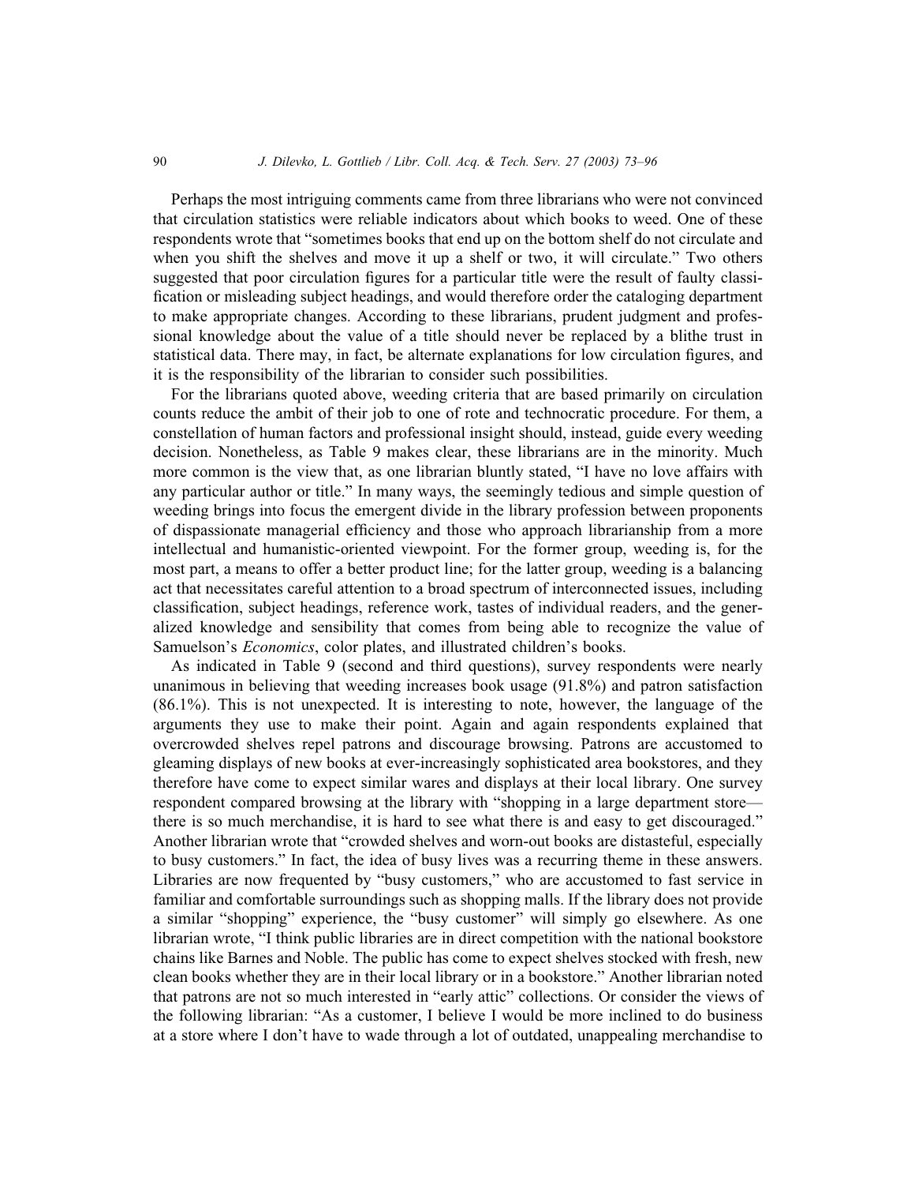Perhaps the most intriguing comments came from three librarians who were not convinced that circulation statistics were reliable indicators about which books to weed. One of these respondents wrote that "sometimes books that end up on the bottom shelf do not circulate and when you shift the shelves and move it up a shelf or two, it will circulate." Two others suggested that poor circulation figures for a particular title were the result of faulty classification or misleading subject headings, and would therefore order the cataloging department to make appropriate changes. According to these librarians, prudent judgment and professional knowledge about the value of a title should never be replaced by a blithe trust in statistical data. There may, in fact, be alternate explanations for low circulation figures, and it is the responsibility of the librarian to consider such possibilities.

For the librarians quoted above, weeding criteria that are based primarily on circulation counts reduce the ambit of their job to one of rote and technocratic procedure. For them, a constellation of human factors and professional insight should, instead, guide every weeding decision. Nonetheless, as Table 9 makes clear, these librarians are in the minority. Much more common is the view that, as one librarian bluntly stated, "I have no love affairs with any particular author or title." In many ways, the seemingly tedious and simple question of weeding brings into focus the emergent divide in the library profession between proponents of dispassionate managerial efficiency and those who approach librarianship from a more intellectual and humanistic-oriented viewpoint. For the former group, weeding is, for the most part, a means to offer a better product line; for the latter group, weeding is a balancing act that necessitates careful attention to a broad spectrum of interconnected issues, including classification, subject headings, reference work, tastes of individual readers, and the generalized knowledge and sensibility that comes from being able to recognize the value of Samuelson's *Economics*, color plates, and illustrated children's books.

As indicated in Table 9 (second and third questions), survey respondents were nearly unanimous in believing that weeding increases book usage (91.8%) and patron satisfaction (86.1%). This is not unexpected. It is interesting to note, however, the language of the arguments they use to make their point. Again and again respondents explained that overcrowded shelves repel patrons and discourage browsing. Patrons are accustomed to gleaming displays of new books at ever-increasingly sophisticated area bookstores, and they therefore have come to expect similar wares and displays at their local library. One survey respondent compared browsing at the library with "shopping in a large department store—there is so much merchandise, it is hard to see what there is and easy to get discouraged." Another librarian wrote that "crowded shelves and worn-out books are distasteful, especially to busy customers." In fact, the idea of busy lives was a recurring theme in these answers. Libraries are now frequented by "busy customers," who are accustomed to fast service in familiar and comfortable surroundings such as shopping malls. If the library does not provide a similar "shopping" experience, the "busy customer" will simply go elsewhere. As one librarian wrote, "I think public libraries are in direct competition with the national bookstore chains like Barnes and Noble. The public has come to expect shelves stocked with fresh, new clean books whether they are in their local library or in a bookstore." Another librarian noted that patrons are not so much interested in "early attic" collections. Or consider the views of the following librarian: "As a customer, I believe I would be more inclined to do business at a store where I don't have to wade through a lot of outdated, unappealing merchandise to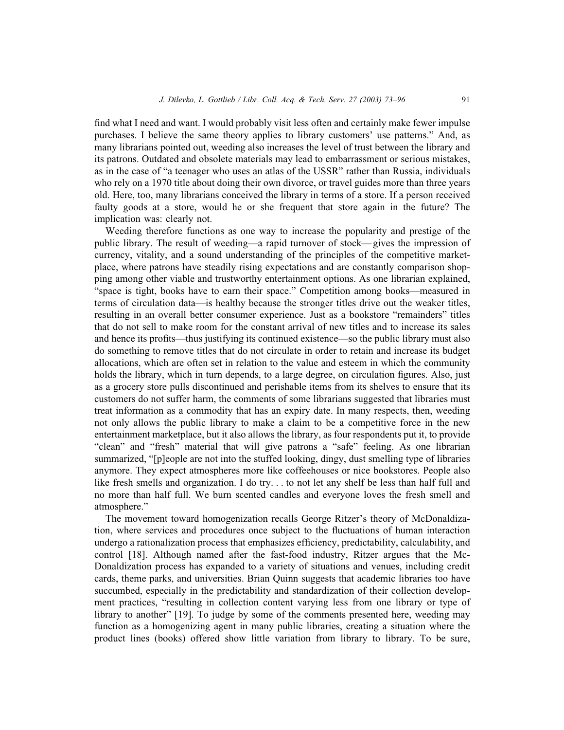find what I need and want. I would probably visit less often and certainly make fewer impulse purchases. I believe the same theory applies to library customers' use patterns." And, as many librarians pointed out, weeding also increases the level of trust between the library and its patrons. Outdated and obsolete materials may lead to embarrassment or serious mistakes, as in the case of "a teenager who uses an atlas of the USSR" rather than Russia, individuals who rely on a 1970 title about doing their own divorce, or travel guides more than three years old. Here, too, many librarians conceived the library in terms of a store. If a person received faulty goods at a store, would he or she frequent that store again in the future? The implication was: clearly not.

Weeding therefore functions as one way to increase the popularity and prestige of the public library. The result of weeding—a rapid turnover of stock— gives the impression of currency, vitality, and a sound understanding of the principles of the competitive marketplace, where patrons have steadily rising expectations and are constantly comparison shopping among other viable and trustworthy entertainment options. As one librarian explained, "space is tight, books have to earn their space." Competition among books—measured in terms of circulation data—is healthy because the stronger titles drive out the weaker titles, resulting in an overall better consumer experience. Just as a bookstore "remainders" titles that do not sell to make room for the constant arrival of new titles and to increase its sales and hence its profits—thus justifying its continued existence—so the public library must also do something to remove titles that do not circulate in order to retain and increase its budget allocations, which are often set in relation to the value and esteem in which the community holds the library, which in turn depends, to a large degree, on circulation figures. Also, just as a grocery store pulls discontinued and perishable items from its shelves to ensure that its customers do not suffer harm, the comments of some librarians suggested that libraries must treat information as a commodity that has an expiry date. In many respects, then, weeding not only allows the public library to make a claim to be a competitive force in the new entertainment marketplace, but it also allows the library, as four respondents put it, to provide "clean" and "fresh" material that will give patrons a "safe" feeling. As one librarian summarized, "[p]eople are not into the stuffed looking, dingy, dust smelling type of libraries anymore. They expect atmospheres more like coffeehouses or nice bookstores. People also like fresh smells and organization. I do try. . . to not let any shelf be less than half full and no more than half full. We burn scented candles and everyone loves the fresh smell and atmosphere."

The movement toward homogenization recalls George Ritzer's theory of McDonaldization, where services and procedures once subject to the fluctuations of human interaction undergo a rationalization process that emphasizes efficiency, predictability, calculability, and control [18]. Although named after the fast-food industry, Ritzer argues that the McDonaldization process has expanded to a variety of situations and venues, including credit cards, theme parks, and universities. Brian Quinn suggests that academic libraries too have succumbed, especially in the predictability and standardization of their collection development practices, "resulting in collection content varying less from one library or type of library to another" [19]. To judge by some of the comments presented here, weeding may function as a homogenizing agent in many public libraries, creating a situation where the product lines (books) offered show little variation from library to library. To be sure,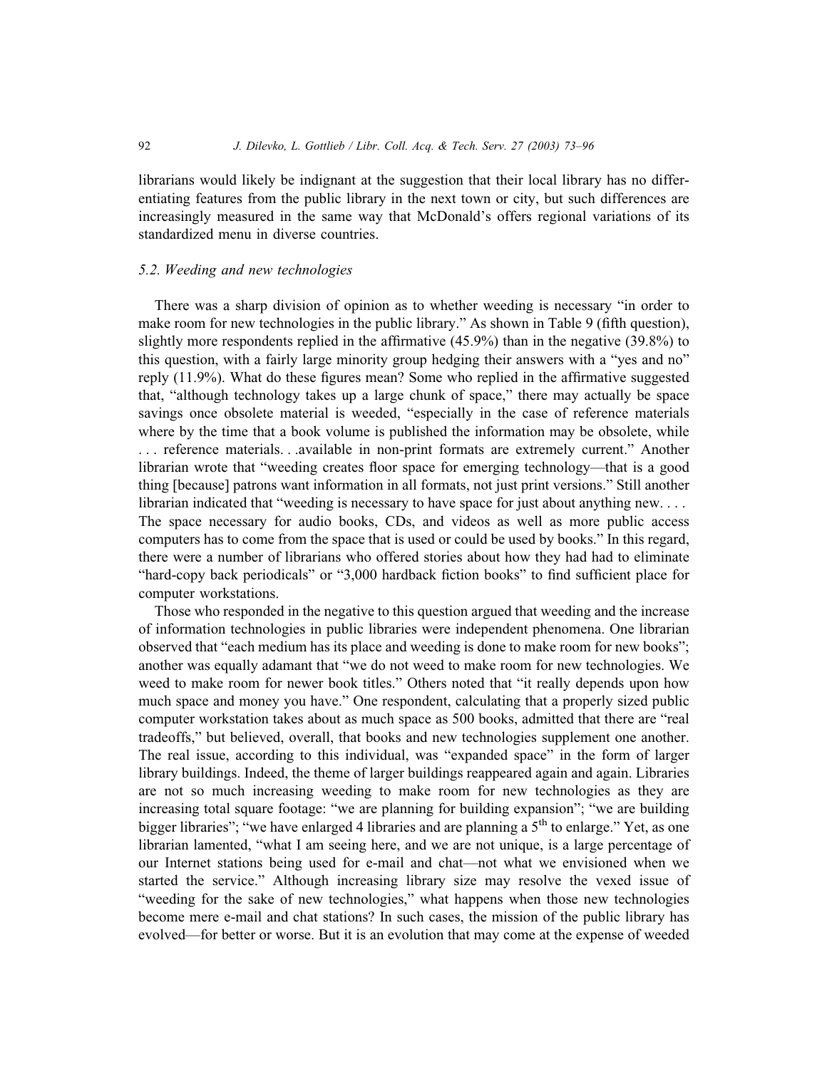librarians would likely be indignant at the suggestion that their local library has no differentiating features from the public library in the next town or city, but such differences are increasingly measured in the same way that McDonald's offers regional variations of its standardized menu in diverse countries.

### *5.2. Weeding and new technologies*

There was a sharp division of opinion as to whether weeding is necessary "in order to make room for new technologies in the public library." As shown in Table 9 (fifth question), slightly more respondents replied in the affirmative (45.9%) than in the negative (39.8%) to this question, with a fairly large minority group hedging their answers with a "yes and no" reply (11.9%). What do these figures mean? Some who replied in the affirmative suggested that, "although technology takes up a large chunk of space," there may actually be space savings once obsolete material is weeded, "especially in the case of reference materials where by the time that a book volume is published the information may be obsolete, while . . . reference materials. . .available in non-print formats are extremely current." Another librarian wrote that "weeding creates floor space for emerging technology—that is a good thing [because] patrons want information in all formats, not just print versions." Still another librarian indicated that "weeding is necessary to have space for just about anything new. . . . The space necessary for audio books, CDs, and videos as well as more public access computers has to come from the space that is used or could be used by books." In this regard, there were a number of librarians who offered stories about how they had had to eliminate "hard-copy back periodicals" or "3,000 hardback fiction books" to find sufficient place for computer workstations.

Those who responded in the negative to this question argued that weeding and the increase of information technologies in public libraries were independent phenomena. One librarian observed that "each medium has its place and weeding is done to make room for new books"; another was equally adamant that "we do not weed to make room for new technologies. We weed to make room for newer book titles." Others noted that "it really depends upon how much space and money you have." One respondent, calculating that a properly sized public computer workstation takes about as much space as 500 books, admitted that there are "real tradeoffs," but believed, overall, that books and new technologies supplement one another. The real issue, according to this individual, was "expanded space" in the form of larger library buildings. Indeed, the theme of larger buildings reappeared again and again. Libraries are not so much increasing weeding to make room for new technologies as they are increasing total square footage: "we are planning for building expansion"; "we are building bigger libraries"; "we have enlarged 4 libraries and are planning a 5th to enlarge." Yet, as one librarian lamented, "what I am seeing here, and we are not unique, is a large percentage of our Internet stations being used for e-mail and chat—not what we envisioned when we started the service." Although increasing library size may resolve the vexed issue of "weeding for the sake of new technologies," what happens when those new technologies become mere e-mail and chat stations? In such cases, the mission of the public library has evolved—for better or worse. But it is an evolution that may come at the expense of weeded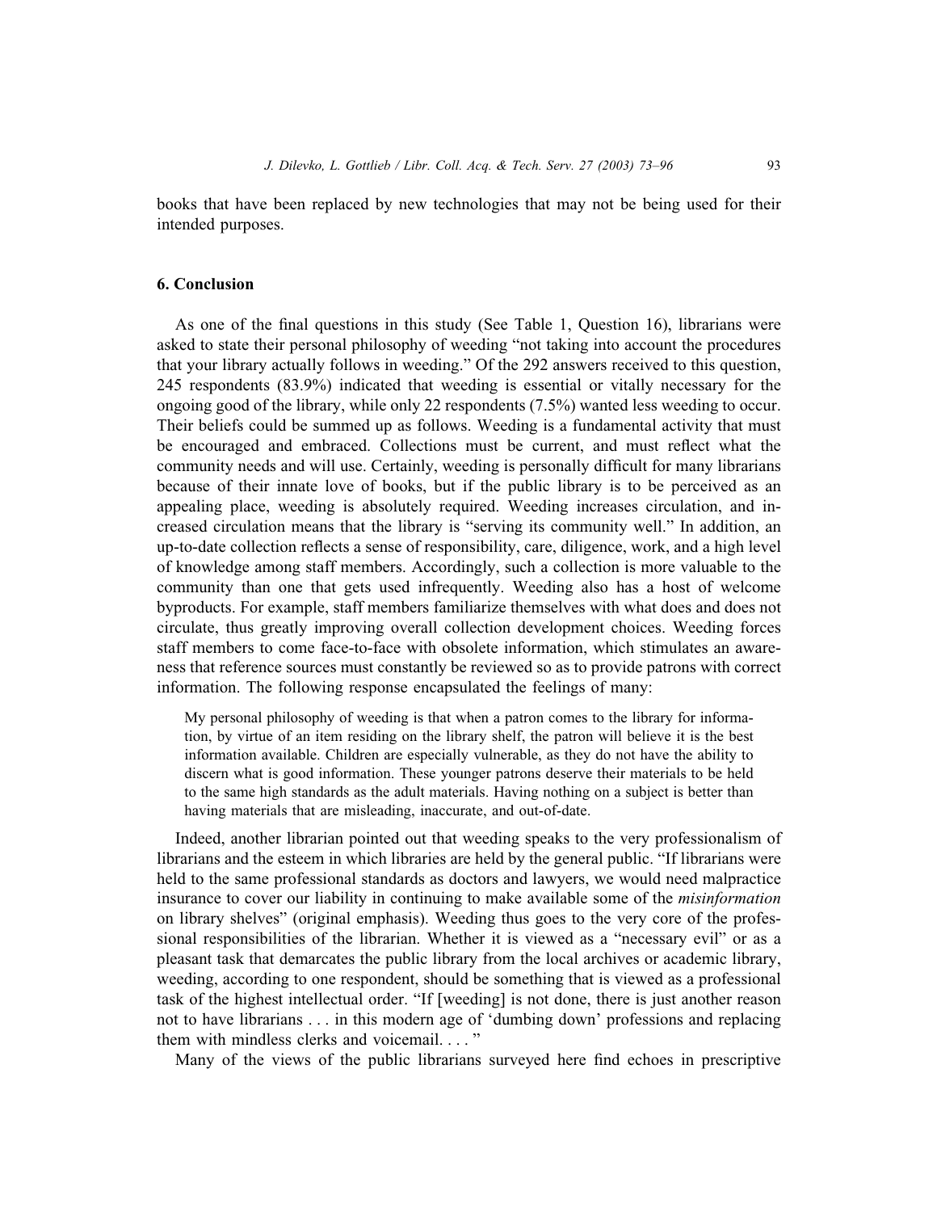books that have been replaced by new technologies that may not be being used for their intended purposes.

## 6. Conclusion

As one of the final questions in this study (See Table 1, Question 16), librarians were asked to state their personal philosophy of weeding "not taking into account the procedures that your library actually follows in weeding." Of the 292 answers received to this question, 245 respondents (83.9%) indicated that weeding is essential or vitally necessary for the ongoing good of the library, while only 22 respondents (7.5%) wanted less weeding to occur. Their beliefs could be summed up as follows. Weeding is a fundamental activity that must be encouraged and embraced. Collections must be current, and must reflect what the community needs and will use. Certainly, weeding is personally difficult for many librarians because of their innate love of books, but if the public library is to be perceived as an appealing place, weeding is absolutely required. Weeding increases circulation, and increased circulation means that the library is "serving its community well." In addition, an up-to-date collection reflects a sense of responsibility, care, diligence, work, and a high level of knowledge among staff members. Accordingly, such a collection is more valuable to the community than one that gets used infrequently. Weeding also has a host of welcome byproducts. For example, staff members familiarize themselves with what does and does not circulate, thus greatly improving overall collection development choices. Weeding forces staff members to come face-to-face with obsolete information, which stimulates an awareness that reference sources must constantly be reviewed so as to provide patrons with correct information. The following response encapsulated the feelings of many:

> My personal philosophy of weeding is that when a patron comes to the library for information, by virtue of an item residing on the library shelf, the patron will believe it is the best information available. Children are especially vulnerable, as they do not have the ability to discern what is good information. These younger patrons deserve their materials to be held to the same high standards as the adult materials. Having nothing on a subject is better than having materials that are misleading, inaccurate, and out-of-date.

Indeed, another librarian pointed out that weeding speaks to the very professionalism of librarians and the esteem in which libraries are held by the general public. "If librarians were held to the same professional standards as doctors and lawyers, we would need malpractice insurance to cover our liability in continuing to make available some of the *misinformation* on library shelves" (original emphasis). Weeding thus goes to the very core of the professional responsibilities of the librarian. Whether it is viewed as a "necessary evil" or as a pleasant task that demarcates the public library from the local archives or academic library, weeding, according to one respondent, should be something that is viewed as a professional task of the highest intellectual order. "If [weeding] is not done, there is just another reason not to have librarians . . . in this modern age of 'dumbing down' professions and replacing them with mindless clerks and voicemail. . . . "

Many of the views of the public librarians surveyed here find echoes in prescriptive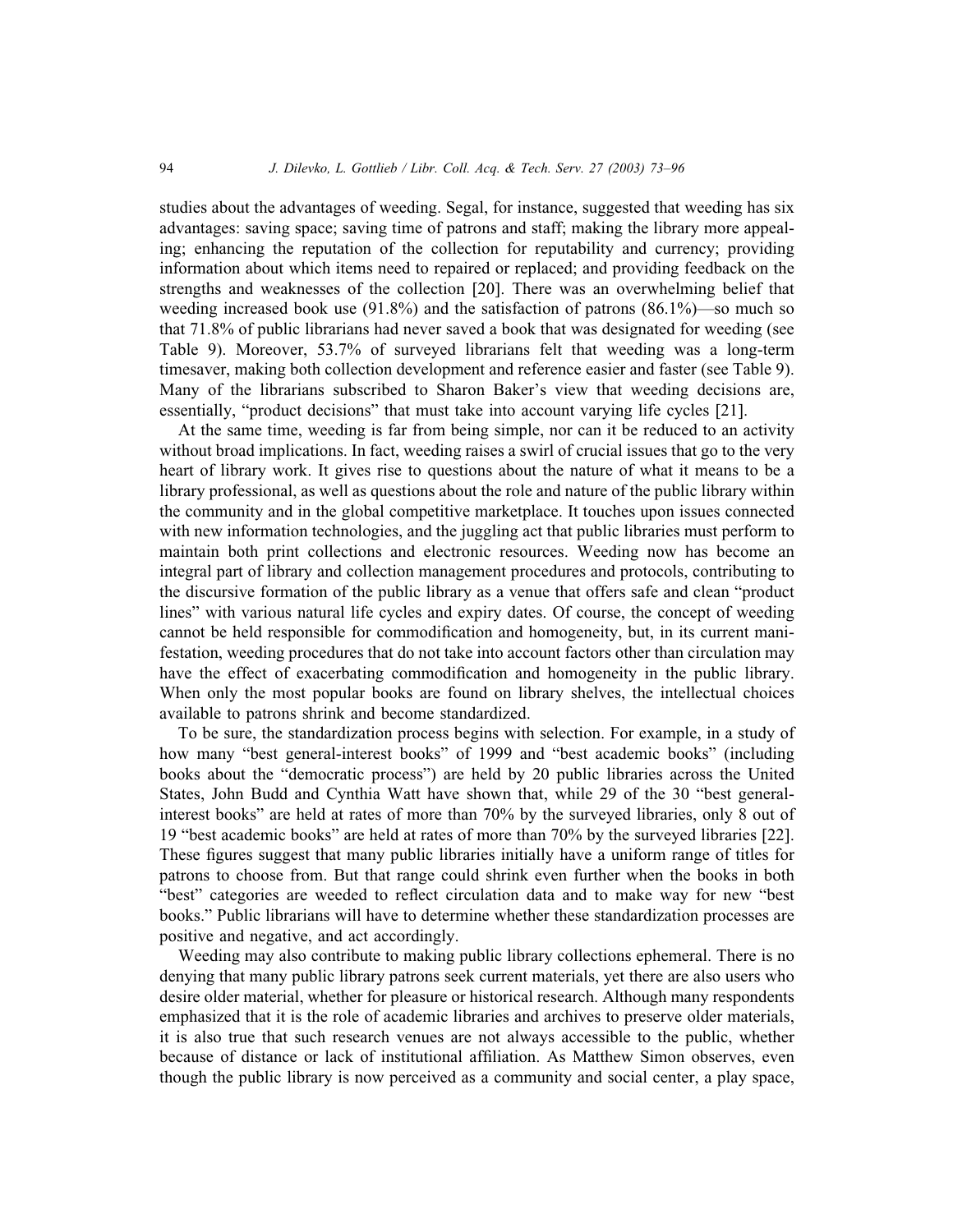studies about the advantages of weeding. Segal, for instance, suggested that weeding has six advantages: saving space; saving time of patrons and staff; making the library more appealing; enhancing the reputation of the collection for reputability and currency; providing information about which items need to repaired or replaced; and providing feedback on the strengths and weaknesses of the collection [20]. There was an overwhelming belief that weeding increased book use (91.8%) and the satisfaction of patrons (86.1%)—so much so that 71.8% of public librarians had never saved a book that was designated for weeding (see Table 9). Moreover, 53.7% of surveyed librarians felt that weeding was a long-term timesaver, making both collection development and reference easier and faster (see Table 9). Many of the librarians subscribed to Sharon Baker's view that weeding decisions are, essentially, "product decisions" that must take into account varying life cycles [21].

At the same time, weeding is far from being simple, nor can it be reduced to an activity without broad implications. In fact, weeding raises a swirl of crucial issues that go to the very heart of library work. It gives rise to questions about the nature of what it means to be a library professional, as well as questions about the role and nature of the public library within the community and in the global competitive marketplace. It touches upon issues connected with new information technologies, and the juggling act that public libraries must perform to maintain both print collections and electronic resources. Weeding now has become an integral part of library and collection management procedures and protocols, contributing to the discursive formation of the public library as a venue that offers safe and clean "product lines" with various natural life cycles and expiry dates. Of course, the concept of weeding cannot be held responsible for commodification and homogeneity, but, in its current manifestation, weeding procedures that do not take into account factors other than circulation may have the effect of exacerbating commodification and homogeneity in the public library. When only the most popular books are found on library shelves, the intellectual choices available to patrons shrink and become standardized.

To be sure, the standardization process begins with selection. For example, in a study of how many "best general-interest books" of 1999 and "best academic books" (including books about the "democratic process") are held by 20 public libraries across the United States, John Budd and Cynthia Watt have shown that, while 29 of the 30 "best general-interest books" are held at rates of more than 70% by the surveyed libraries, only 8 out of 19 "best academic books" are held at rates of more than 70% by the surveyed libraries [22]. These figures suggest that many public libraries initially have a uniform range of titles for patrons to choose from. But that range could shrink even further when the books in both "best" categories are weeded to reflect circulation data and to make way for new "best books." Public librarians will have to determine whether these standardization processes are positive and negative, and act accordingly.

Weeding may also contribute to making public library collections ephemeral. There is no denying that many public library patrons seek current materials, yet there are also users who desire older material, whether for pleasure or historical research. Although many respondents emphasized that it is the role of academic libraries and archives to preserve older materials, it is also true that such research venues are not always accessible to the public, whether because of distance or lack of institutional affiliation. As Matthew Simon observes, even though the public library is now perceived as a community and social center, a play space,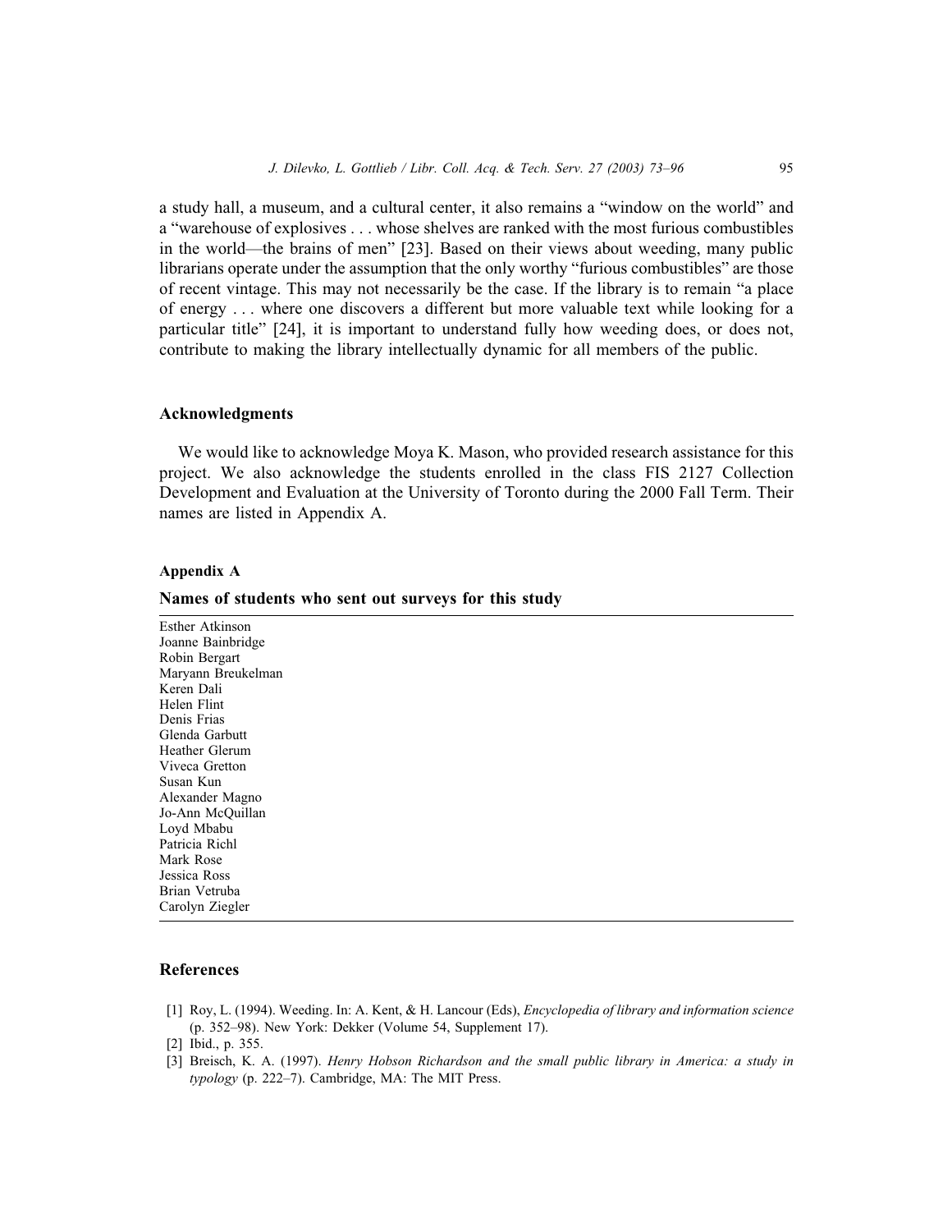a study hall, a museum, and a cultural center, it also remains a "window on the world" and a "warehouse of explosives . . . whose shelves are ranked with the most furious combustibles in the world—the brains of men" [23]. Based on their views about weeding, many public librarians operate under the assumption that the only worthy "furious combustibles" are those of recent vintage. This may not necessarily be the case. If the library is to remain "a place of energy . . . where one discovers a different but more valuable text while looking for a particular title" [24], it is important to understand fully how weeding does, or does not, contribute to making the library intellectually dynamic for all members of the public.

## Acknowledgments

We would like to acknowledge Moya K. Mason, who provided research assistance for this project. We also acknowledge the students enrolled in the class FIS 2127 Collection Development and Evaluation at the University of Toronto during the 2000 Fall Term. Their names are listed in Appendix A.

### Appendix A

**Names of students who sent out surveys for this study**

Esther Atkinson
Joanne Bainbridge
Robin Bergart
Maryann Breukelman
Keren Dali
Helen Flint
Denis Frias
Glenda Garbutt
Heather Glerum
Viveca Gretton
Susan Kun
Alexander Magno
Jo-Ann McQuillan
Loyd Mbabu
Patricia Richl
Mark Rose
Jessica Ross
Brian Vetruba
Carolyn Ziegler

## References

[1] Roy, L. (1994). Weeding. In: A. Kent, & H. Lancour (Eds), *Encyclopedia of library and information science* (p. 352–98). New York: Dekker (Volume 54, Supplement 17).

[2] Ibid., p. 355.

[3] Breisch, K. A. (1997). *Henry Hobson Richardson and the small public library in America: a study in typology* (p. 222–7). Cambridge, MA: The MIT Press.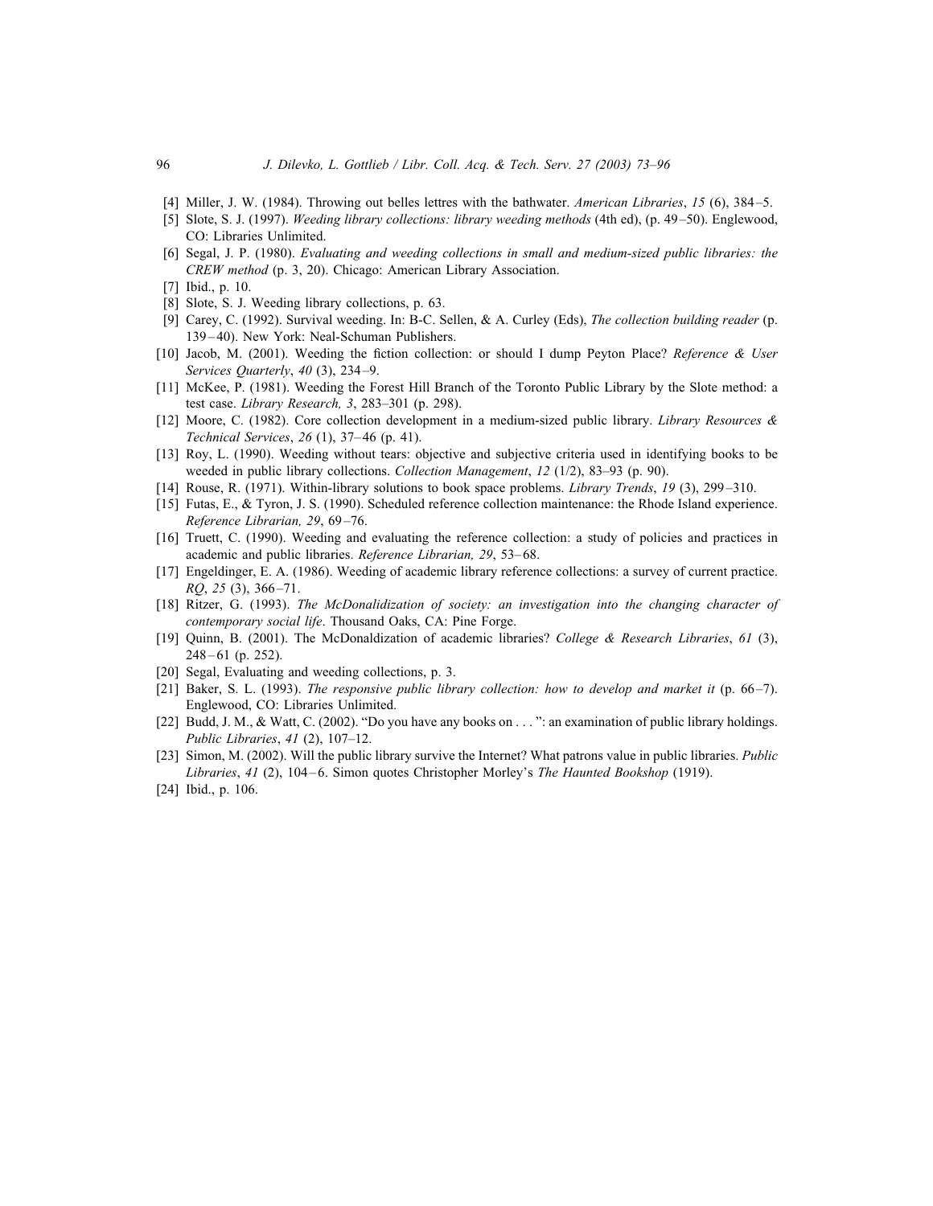[4] Miller, J. W. (1984). Throwing out belles lettres with the bathwater. *American Libraries*, *15* (6), 384–5.

[5] Slote, S. J. (1997). *Weeding library collections: library weeding methods* (4th ed), (p. 49–50). Englewood, CO: Libraries Unlimited.

[6] Segal, J. P. (1980). *Evaluating and weeding collections in small and medium-sized public libraries: the CREW method* (p. 3, 20). Chicago: American Library Association.

[7] Ibid., p. 10.

[8] Slote, S. J. Weeding library collections, p. 63.

[9] Carey, C. (1992). Survival weeding. In: B-C. Sellen, & A. Curley (Eds), *The collection building reader* (p. 139–40). New York: Neal-Schuman Publishers.

[10] Jacob, M. (2001). Weeding the fiction collection: or should I dump Peyton Place? *Reference & User Services Quarterly*, *40* (3), 234–9.

[11] McKee, P. (1981). Weeding the Forest Hill Branch of the Toronto Public Library by the Slote method: a test case. *Library Research, 3*, 283–301 (p. 298).

[12] Moore, C. (1982). Core collection development in a medium-sized public library. *Library Resources & Technical Services*, *26* (1), 37–46 (p. 41).

[13] Roy, L. (1990). Weeding without tears: objective and subjective criteria used in identifying books to be weeded in public library collections. *Collection Management*, *12* (1/2), 83–93 (p. 90).

[14] Rouse, R. (1971). Within-library solutions to book space problems. *Library Trends*, *19* (3), 299–310.

[15] Futas, E., & Tyron, J. S. (1990). Scheduled reference collection maintenance: the Rhode Island experience. *Reference Librarian, 29*, 69–76.

[16] Truett, C. (1990). Weeding and evaluating the reference collection: a study of policies and practices in academic and public libraries. *Reference Librarian, 29*, 53–68.

[17] Engeldinger, E. A. (1986). Weeding of academic library reference collections: a survey of current practice. *RQ*, *25* (3), 366–71.

[18] Ritzer, G. (1993). *The McDonalidization of society: an investigation into the changing character of contemporary social life*. Thousand Oaks, CA: Pine Forge.

[19] Quinn, B. (2001). The McDonaldization of academic libraries? *College & Research Libraries*, *61* (3), 248–61 (p. 252).

[20] Segal, Evaluating and weeding collections, p. 3.

[21] Baker, S. L. (1993). *The responsive public library collection: how to develop and market it* (p. 66–7). Englewood, CO: Libraries Unlimited.

[22] Budd, J. M., & Watt, C. (2002). "Do you have any books on . . . ": an examination of public library holdings. *Public Libraries*, *41* (2), 107–12.

[23] Simon, M. (2002). Will the public library survive the Internet? What patrons value in public libraries. *Public Libraries*, *41* (2), 104–6. Simon quotes Christopher Morley's *The Haunted Bookshop* (1919).

[24] Ibid., p. 106.